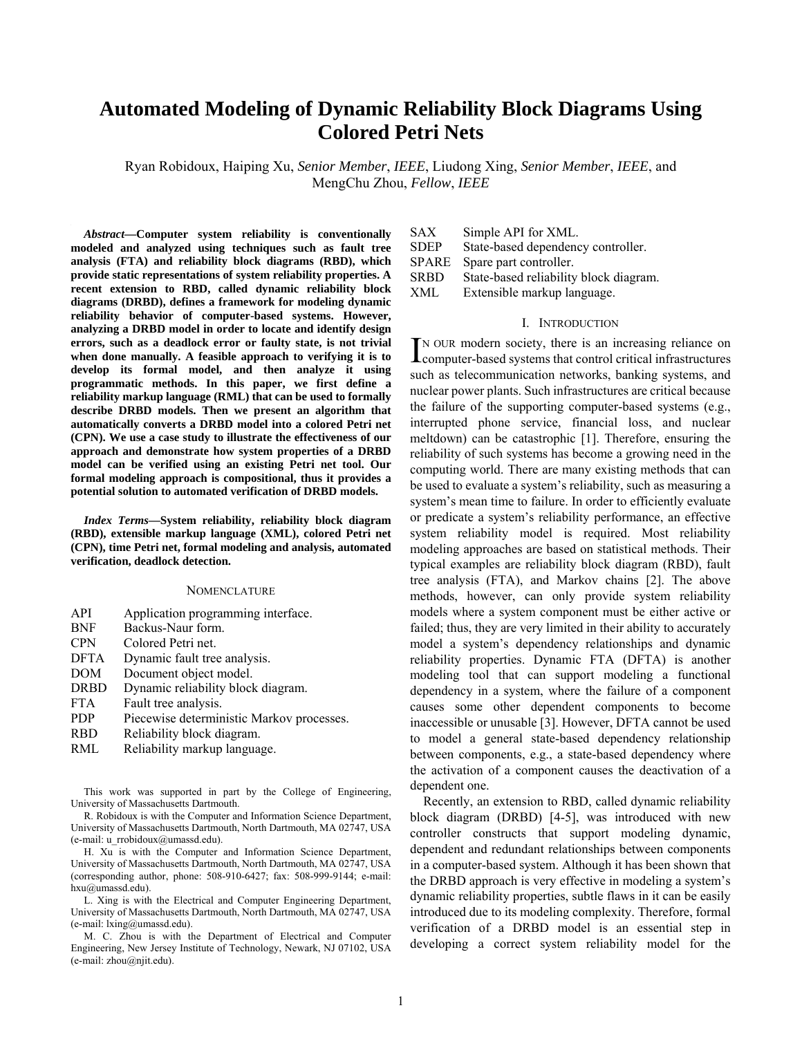# Automated Modeling of Dynamic Reliability Block Diagrams Using Colored Petri Nets

Ryan Robidoux, Haiping Xu, *Senior Member*, *IEEE*, Liudong Xing, *Senior Member*, *IEEE*, and MengChu Zhou, *Fellow*, *IEEE*

***Abstract*—Computer system reliability is conventionally modeled and analyzed using techniques such as fault tree analysis (FTA) and reliability block diagrams (RBD), which provide static representations of system reliability properties. A recent extension to RBD, called dynamic reliability block diagrams (DRBD), defines a framework for modeling dynamic reliability behavior of computer-based systems. However, analyzing a DRBD model in order to locate and identify design errors, such as a deadlock error or faulty state, is not trivial when done manually. A feasible approach to verifying it is to develop its formal model, and then analyze it using programmatic methods. In this paper, we first define a reliability markup language (RML) that can be used to formally describe DRBD models. Then we present an algorithm that automatically converts a DRBD model into a colored Petri net (CPN). We use a case study to illustrate the effectiveness of our approach and demonstrate how system properties of a DRBD model can be verified using an existing Petri net tool. Our formal modeling approach is compositional, thus it provides a potential solution to automated verification of DRBD models.**

***Index Terms*—System reliability, reliability block diagram (RBD), extensible markup language (XML), colored Petri net (CPN), time Petri net, formal modeling and analysis, automated verification, deadlock detection.**

## Nomenclature

| | |
|---|---|
| API | Application programming interface. |
| BNF | Backus-Naur form. |
| CPN | Colored Petri net. |
| DFTA | Dynamic fault tree analysis. |
| DOM | Document object model. |
| DRBD | Dynamic reliability block diagram. |
| FTA | Fault tree analysis. |
| PDP | Piecewise deterministic Markov processes. |
| RBD | Reliability block diagram. |
| RML | Reliability markup language. |
| SAX | Simple API for XML. |
| SDEP | State-based dependency controller. |
| SPARE | Spare part controller. |
| SRBD | State-based reliability block diagram. |
| XML | Extensible markup language. |

This work was supported in part by the College of Engineering, University of Massachusetts Dartmouth.

R. Robidoux is with the Computer and Information Science Department, University of Massachusetts Dartmouth, North Dartmouth, MA 02747, USA (e-mail: u_rrobidoux@umassd.edu).

H. Xu is with the Computer and Information Science Department, University of Massachusetts Dartmouth, North Dartmouth, MA 02747, USA (corresponding author, phone: 508-910-6427; fax: 508-999-9144; e-mail: hxu@umassd.edu).

L. Xing is with the Electrical and Computer Engineering Department, University of Massachusetts Dartmouth, North Dartmouth, MA 02747, USA (e-mail: lxing@umassd.edu).

M. C. Zhou is with the Department of Electrical and Computer Engineering, New Jersey Institute of Technology, Newark, NJ 07102, USA (e-mail: zhou@njit.edu).

## I. Introduction

In our modern society, there is an increasing reliance on computer-based systems that control critical infrastructures such as telecommunication networks, banking systems, and nuclear power plants. Such infrastructures are critical because the failure of the supporting computer-based systems (e.g., interrupted phone service, financial loss, and nuclear meltdown) can be catastrophic [1]. Therefore, ensuring the reliability of such systems has become a growing need in the computing world. There are many existing methods that can be used to evaluate a system's reliability, such as measuring a system's mean time to failure. In order to efficiently evaluate or predicate a system's reliability performance, an effective system reliability model is required. Most reliability modeling approaches are based on statistical methods. Their typical examples are reliability block diagram (RBD), fault tree analysis (FTA), and Markov chains [2]. The above methods, however, can only provide system reliability models where a system component must be either active or failed; thus, they are very limited in their ability to accurately model a system's dependency relationships and dynamic reliability properties. Dynamic FTA (DFTA) is another modeling tool that can support modeling a functional dependency in a system, where the failure of a component causes some other dependent components to become inaccessible or unusable [3]. However, DFTA cannot be used to model a general state-based dependency relationship between components, e.g., a state-based dependency where the activation of a component causes the deactivation of a dependent one.

Recently, an extension to RBD, called dynamic reliability block diagram (DRBD) [4-5], was introduced with new controller constructs that support modeling dynamic, dependent and redundant relationships between components in a computer-based system. Although it has been shown that the DRBD approach is very effective in modeling a system's dynamic reliability properties, subtle flaws in it can be easily introduced due to its modeling complexity. Therefore, formal verification of a DRBD model is an essential step in developing a correct system reliability model for the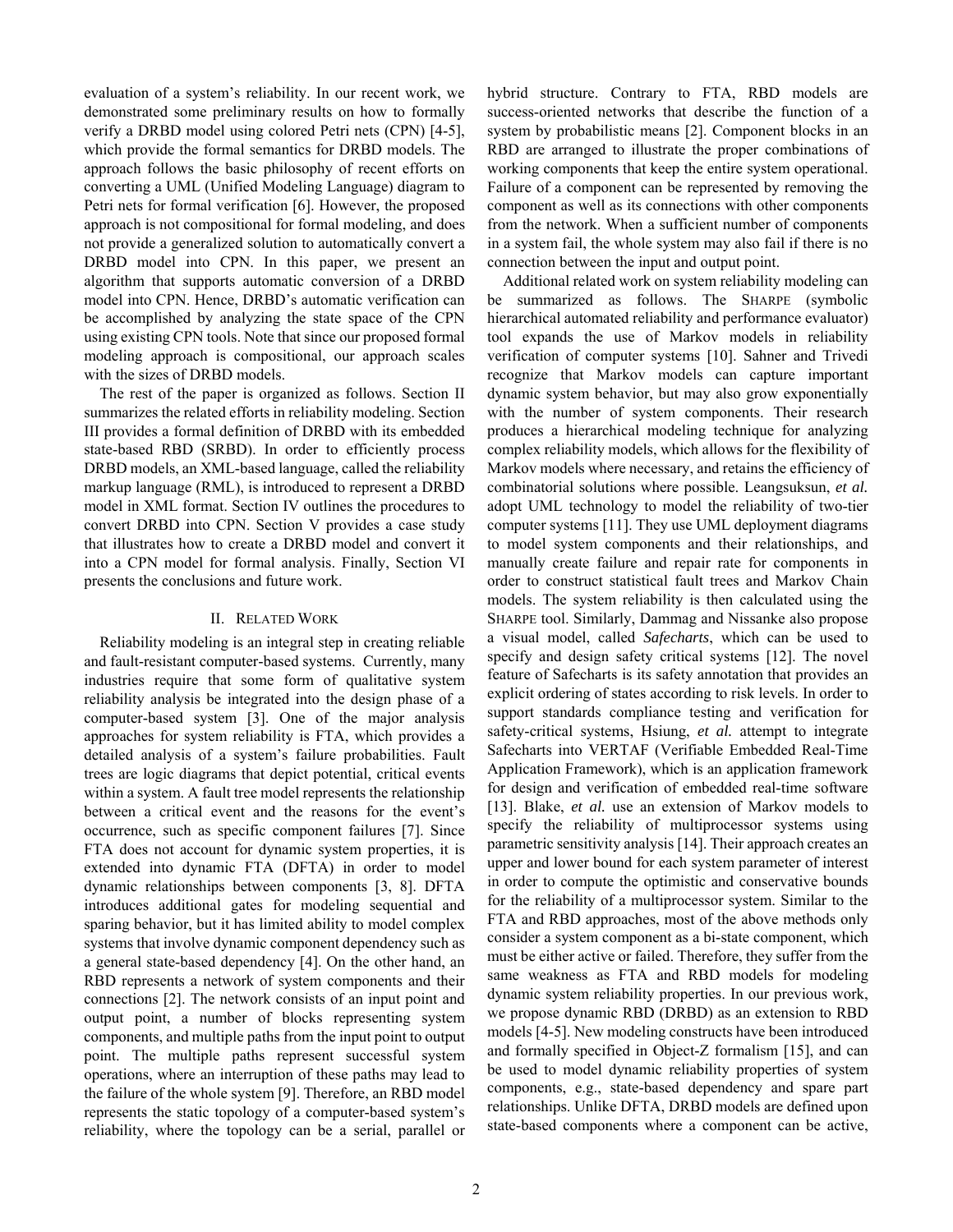evaluation of a system's reliability. In our recent work, we demonstrated some preliminary results on how to formally verify a DRBD model using colored Petri nets (CPN) [4-5], which provide the formal semantics for DRBD models. The approach follows the basic philosophy of recent efforts on converting a UML (Unified Modeling Language) diagram to Petri nets for formal verification [6]. However, the proposed approach is not compositional for formal modeling, and does not provide a generalized solution to automatically convert a DRBD model into CPN. In this paper, we present an algorithm that supports automatic conversion of a DRBD model into CPN. Hence, DRBD's automatic verification can be accomplished by analyzing the state space of the CPN using existing CPN tools. Note that since our proposed formal modeling approach is compositional, our approach scales with the sizes of DRBD models.

The rest of the paper is organized as follows. Section II summarizes the related efforts in reliability modeling. Section III provides a formal definition of DRBD with its embedded state-based RBD (SRBD). In order to efficiently process DRBD models, an XML-based language, called the reliability markup language (RML), is introduced to represent a DRBD model in XML format. Section IV outlines the procedures to convert DRBD into CPN. Section V provides a case study that illustrates how to create a DRBD model and convert it into a CPN model for formal analysis. Finally, Section VI presents the conclusions and future work.

## II. Related Work

Reliability modeling is an integral step in creating reliable and fault-resistant computer-based systems. Currently, many industries require that some form of qualitative system reliability analysis be integrated into the design phase of a computer-based system [3]. One of the major analysis approaches for system reliability is FTA, which provides a detailed analysis of a system's failure probabilities. Fault trees are logic diagrams that depict potential, critical events within a system. A fault tree model represents the relationship between a critical event and the reasons for the event's occurrence, such as specific component failures [7]. Since FTA does not account for dynamic system properties, it is extended into dynamic FTA (DFTA) in order to model dynamic relationships between components [3, 8]. DFTA introduces additional gates for modeling sequential and sparing behavior, but it has limited ability to model complex systems that involve dynamic component dependency such as a general state-based dependency [4]. On the other hand, an RBD represents a network of system components and their connections [2]. The network consists of an input point and output point, a number of blocks representing system components, and multiple paths from the input point to output point. The multiple paths represent successful system operations, where an interruption of these paths may lead to the failure of the whole system [9]. Therefore, an RBD model represents the static topology of a computer-based system's reliability, where the topology can be a serial, parallel or hybrid structure. Contrary to FTA, RBD models are success-oriented networks that describe the function of a system by probabilistic means [2]. Component blocks in an RBD are arranged to illustrate the proper combinations of working components that keep the entire system operational. Failure of a component can be represented by removing the component as well as its connections with other components from the network. When a sufficient number of components in a system fail, the whole system may also fail if there is no connection between the input and output point.

Additional related work on system reliability modeling can be summarized as follows. The SHARPE (symbolic hierarchical automated reliability and performance evaluator) tool expands the use of Markov models in reliability verification of computer systems [10]. Sahner and Trivedi recognize that Markov models can capture important dynamic system behavior, but may also grow exponentially with the number of system components. Their research produces a hierarchical modeling technique for analyzing complex reliability models, which allows for the flexibility of Markov models where necessary, and retains the efficiency of combinatorial solutions where possible. Leangsuksun, *et al.* adopt UML technology to model the reliability of two-tier computer systems [11]. They use UML deployment diagrams to model system components and their relationships, and manually create failure and repair rate for components in order to construct statistical fault trees and Markov Chain models. The system reliability is then calculated using the SHARPE tool. Similarly, Dammag and Nissanke also propose a visual model, called ***Safecharts***, which can be used to specify and design safety critical systems [12]. The novel feature of Safecharts is its safety annotation that provides an explicit ordering of states according to risk levels. In order to support standards compliance testing and verification for safety-critical systems, Hsiung, *et al.* attempt to integrate Safecharts into VERTAF (Verifiable Embedded Real-Time Application Framework), which is an application framework for design and verification of embedded real-time software [13]. Blake, *et al.* use an extension of Markov models to specify the reliability of multiprocessor systems using parametric sensitivity analysis [14]. Their approach creates an upper and lower bound for each system parameter of interest in order to compute the optimistic and conservative bounds for the reliability of a multiprocessor system. Similar to the FTA and RBD approaches, most of the above methods only consider a system component as a bi-state component, which must be either active or failed. Therefore, they suffer from the same weakness as FTA and RBD models for modeling dynamic system reliability properties. In our previous work, we propose dynamic RBD (DRBD) as an extension to RBD models [4-5]. New modeling constructs have been introduced and formally specified in Object-Z formalism [15], and can be used to model dynamic reliability properties of system components, e.g., state-based dependency and spare part relationships. Unlike DFTA, DRBD models are defined upon state-based components where a component can be active,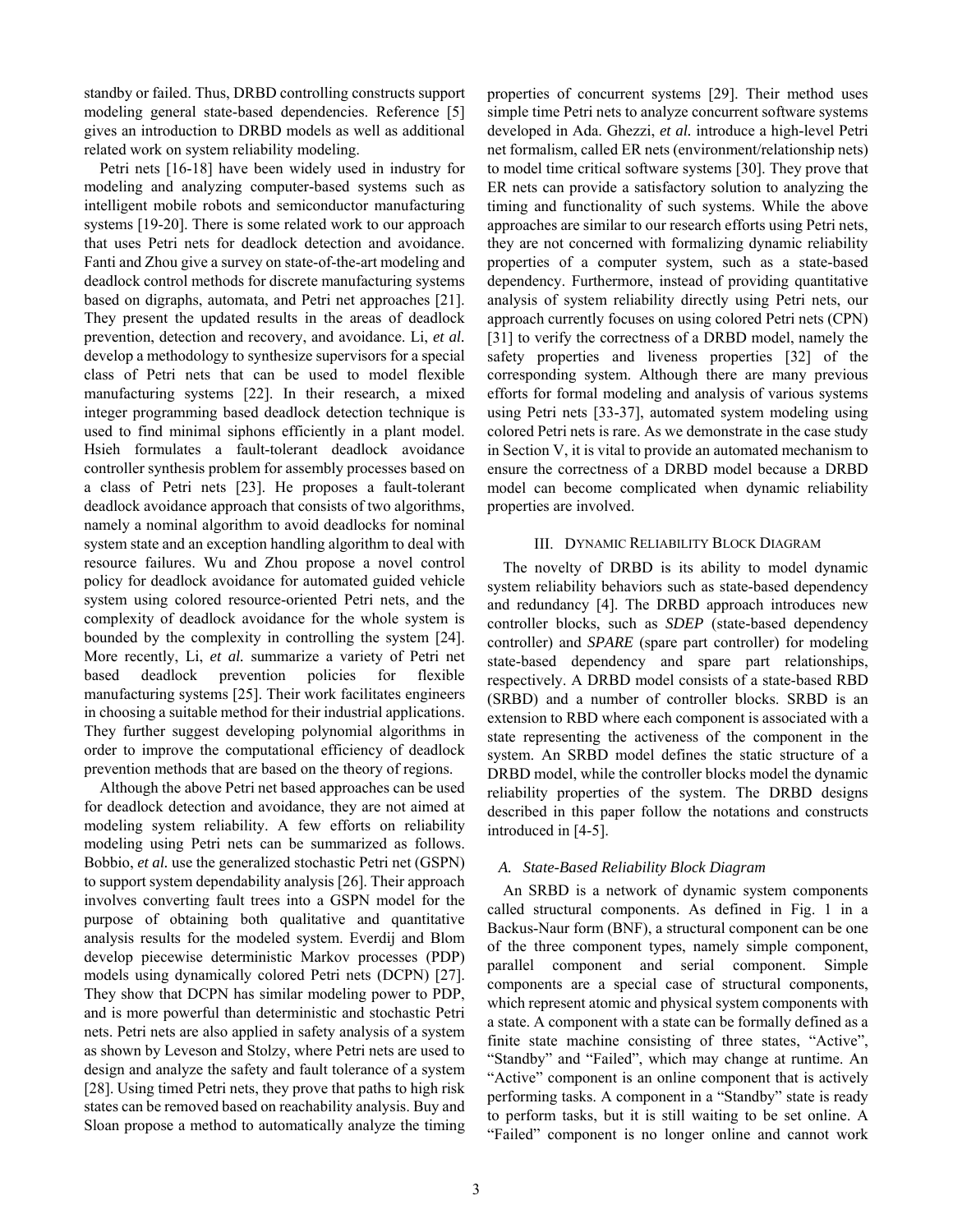standby or failed. Thus, DRBD controlling constructs support modeling general state-based dependencies. Reference [5] gives an introduction to DRBD models as well as additional related work on system reliability modeling.

Petri nets [16-18] have been widely used in industry for modeling and analyzing computer-based systems such as intelligent mobile robots and semiconductor manufacturing systems [19-20]. There is some related work to our approach that uses Petri nets for deadlock detection and avoidance. Fanti and Zhou give a survey on state-of-the-art modeling and deadlock control methods for discrete manufacturing systems based on digraphs, automata, and Petri net approaches [21]. They present the updated results in the areas of deadlock prevention, detection and recovery, and avoidance. Li, *et al.* develop a methodology to synthesize supervisors for a special class of Petri nets that can be used to model flexible manufacturing systems [22]. In their research, a mixed integer programming based deadlock detection technique is used to find minimal siphons efficiently in a plant model. Hsieh formulates a fault-tolerant deadlock avoidance controller synthesis problem for assembly processes based on a class of Petri nets [23]. He proposes a fault-tolerant deadlock avoidance approach that consists of two algorithms, namely a nominal algorithm to avoid deadlocks for nominal system state and an exception handling algorithm to deal with resource failures. Wu and Zhou propose a novel control policy for deadlock avoidance for automated guided vehicle system using colored resource-oriented Petri nets, and the complexity of deadlock avoidance for the whole system is bounded by the complexity in controlling the system [24]. More recently, Li, *et al.* summarize a variety of Petri net based deadlock prevention policies for flexible manufacturing systems [25]. Their work facilitates engineers in choosing a suitable method for their industrial applications. They further suggest developing polynomial algorithms in order to improve the computational efficiency of deadlock prevention methods that are based on the theory of regions.

Although the above Petri net based approaches can be used for deadlock detection and avoidance, they are not aimed at modeling system reliability. A few efforts on reliability modeling using Petri nets can be summarized as follows. Bobbio, *et al.* use the generalized stochastic Petri net (GSPN) to support system dependability analysis [26]. Their approach involves converting fault trees into a GSPN model for the purpose of obtaining both qualitative and quantitative analysis results for the modeled system. Everdij and Blom develop piecewise deterministic Markov processes (PDP) models using dynamically colored Petri nets (DCPN) [27]. They show that DCPN has similar modeling power to PDP, and is more powerful than deterministic and stochastic Petri nets. Petri nets are also applied in safety analysis of a system as shown by Leveson and Stolzy, where Petri nets are used to design and analyze the safety and fault tolerance of a system [28]. Using timed Petri nets, they prove that paths to high risk states can be removed based on reachability analysis. Buy and Sloan propose a method to automatically analyze the timing properties of concurrent systems [29]. Their method uses simple time Petri nets to analyze concurrent software systems developed in Ada. Ghezzi, *et al.* introduce a high-level Petri net formalism, called ER nets (environment/relationship nets) to model time critical software systems [30]. They prove that ER nets can provide a satisfactory solution to analyzing the timing and functionality of such systems. While the above approaches are similar to our research efforts using Petri nets, they are not concerned with formalizing dynamic reliability properties of a computer system, such as a state-based dependency. Furthermore, instead of providing quantitative analysis of system reliability directly using Petri nets, our approach currently focuses on using colored Petri nets (CPN) [31] to verify the correctness of a DRBD model, namely the safety properties and liveness properties [32] of the corresponding system. Although there are many previous efforts for formal modeling and analysis of various systems using Petri nets [33-37], automated system modeling using colored Petri nets is rare. As we demonstrate in the case study in Section V, it is vital to provide an automated mechanism to ensure the correctness of a DRBD model because a DRBD model can become complicated when dynamic reliability properties are involved.

## III. Dynamic Reliability Block Diagram

The novelty of DRBD is its ability to model dynamic system reliability behaviors such as state-based dependency and redundancy [4]. The DRBD approach introduces new controller blocks, such as *SDEP* (state-based dependency controller) and *SPARE* (spare part controller) for modeling state-based dependency and spare part relationships, respectively. A DRBD model consists of a state-based RBD (SRBD) and a number of controller blocks. SRBD is an extension to RBD where each component is associated with a state representing the activeness of the component in the system. An SRBD model defines the static structure of a DRBD model, while the controller blocks model the dynamic reliability properties of the system. The DRBD designs described in this paper follow the notations and constructs introduced in [4-5].

### A. State-Based Reliability Block Diagram

An SRBD is a network of dynamic system components called structural components. As defined in Fig. 1 in a Backus-Naur form (BNF), a structural component can be one of the three component types, namely simple component, parallel component and serial component. Simple components are a special case of structural components, which represent atomic and physical system components with a state. A component with a state can be formally defined as a finite state machine consisting of three states, "Active", "Standby" and "Failed", which may change at runtime. An "Active" component is an online component that is actively performing tasks. A component in a "Standby" state is ready to perform tasks, but it is still waiting to be set online. A "Failed" component is no longer online and cannot work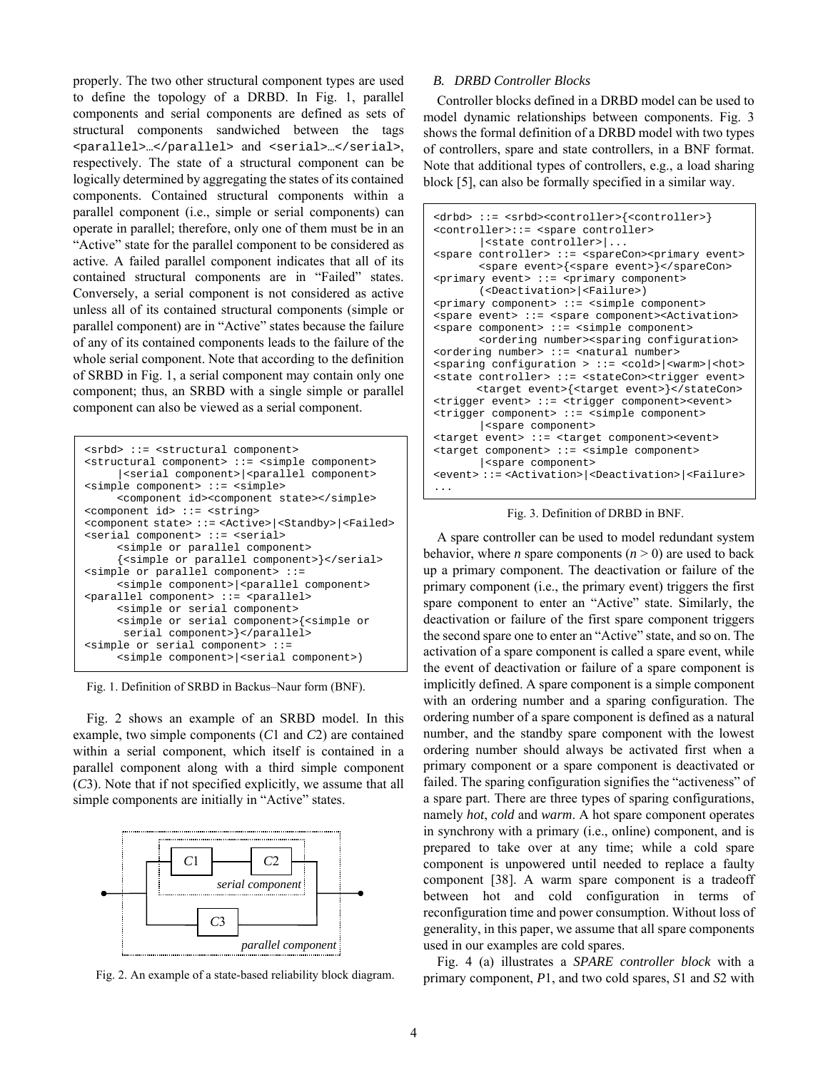properly. The two other structural component types are used to define the topology of a DRBD. In Fig. 1, parallel components and serial components are defined as sets of structural components sandwiched between the tags <parallel>…</parallel> and <serial>…</serial>, respectively. The state of a structural component can be logically determined by aggregating the states of its contained components. Contained structural components within a parallel component (i.e., simple or serial components) can operate in parallel; therefore, only one of them must be in an "Active" state for the parallel component to be considered as active. A failed parallel component indicates that all of its contained structural components are in "Failed" states. Conversely, a serial component is not considered as active unless all of its contained structural components (simple or parallel component) are in "Active" states because the failure of any of its contained components leads to the failure of the whole serial component. Note that according to the definition of SRBD in Fig. 1, a serial component may contain only one component; thus, an SRBD with a single simple or parallel component can also be viewed as a serial component.

```
<srbd> ::= <structural component>
<structural component> ::= <simple component>
     |<serial component>|<parallel component>
<simple component> ::= <simple>
     <component id><component state></simple>
<component id> ::= <string>
<component state> ::= <Active>|<Standby>|<Failed>
<serial component> ::= <serial>
     <simple or parallel component>
     {<simple or parallel component>}</serial>
<simple or parallel component> ::=
     <simple component>|<parallel component>
<parallel component> ::= <parallel>
     <simple or serial component>
     <simple or serial component>{<simple or
      serial component>}</parallel>
<simple or serial component> ::=
     <simple component>|<serial component>)
```

Fig. 1. Definition of SRBD in Backus–Naur form (BNF).

Fig. 2 shows an example of an SRBD model. In this example, two simple components (*C*1 and *C*2) are contained within a serial component, which itself is contained in a parallel component along with a third simple component (*C*3). Note that if not specified explicitly, we assume that all simple components are initially in "Active" states.

Fig. 2. An example of a state-based reliability block diagram.

### *B. DRBD Controller Blocks*

Controller blocks defined in a DRBD model can be used to model dynamic relationships between components. Fig. 3 shows the formal definition of a DRBD model with two types of controllers, spare and state controllers, in a BNF format. Note that additional types of controllers, e.g., a load sharing block [5], can also be formally specified in a similar way.

```
<drbd> ::= <srbd><controller>{<controller>}
<controller>::= <spare controller>
       |<state controller>|...
<spare controller> ::= <spareCon><primary event>
       <spare event>{<spare event>}</spareCon>
<primary event> ::= <primary component>
       (<Deactivation>|<Failure>)
<primary component> ::= <simple component>
<spare event> ::= <spare component><Activation>
<spare component> ::= <simple component>
       <ordering number><sparing configuration>
<ordering number> ::= <natural number>
<sparing configuration > ::= <cold>|<warm>|<hot>
<state controller> ::= <stateCon><trigger event>
      <target event>{<target event>}</stateCon>
<trigger event> ::= <trigger component><event>
<trigger component> ::= <simple component>
       |<spare component>
<target event> ::= <target component><event>
<target component> ::= <simple component>
       |<spare component>
<event> ::= <Activation>|<Deactivation>|<Failure>
...
```

Fig. 3. Definition of DRBD in BNF.

A spare controller can be used to model redundant system behavior, where *n* spare components ($n > 0$) are used to back up a primary component. The deactivation or failure of the primary component (i.e., the primary event) triggers the first spare component to enter an "Active" state. Similarly, the deactivation or failure of the first spare component triggers the second spare one to enter an "Active" state, and so on. The activation of a spare component is called a spare event, while the event of deactivation or failure of a spare component is implicitly defined. A spare component is a simple component with an ordering number and a sparing configuration. The ordering number of a spare component is defined as a natural number, and the standby spare component with the lowest ordering number should always be activated first when a primary component or a spare component is deactivated or failed. The sparing configuration signifies the "activeness" of a spare part. There are three types of sparing configurations, namely *hot*, *cold* and *warm*. A hot spare component operates in synchrony with a primary (i.e., online) component, and is prepared to take over at any time; while a cold spare component is unpowered until needed to replace a faulty component [38]. A warm spare component is a tradeoff between hot and cold configuration in terms of reconfiguration time and power consumption. Without loss of generality, in this paper, we assume that all spare components used in our examples are cold spares.

Fig. 4 (a) illustrates a *SPARE controller block* with a primary component, *P*1, and two cold spares, *S*1 and *S*2 with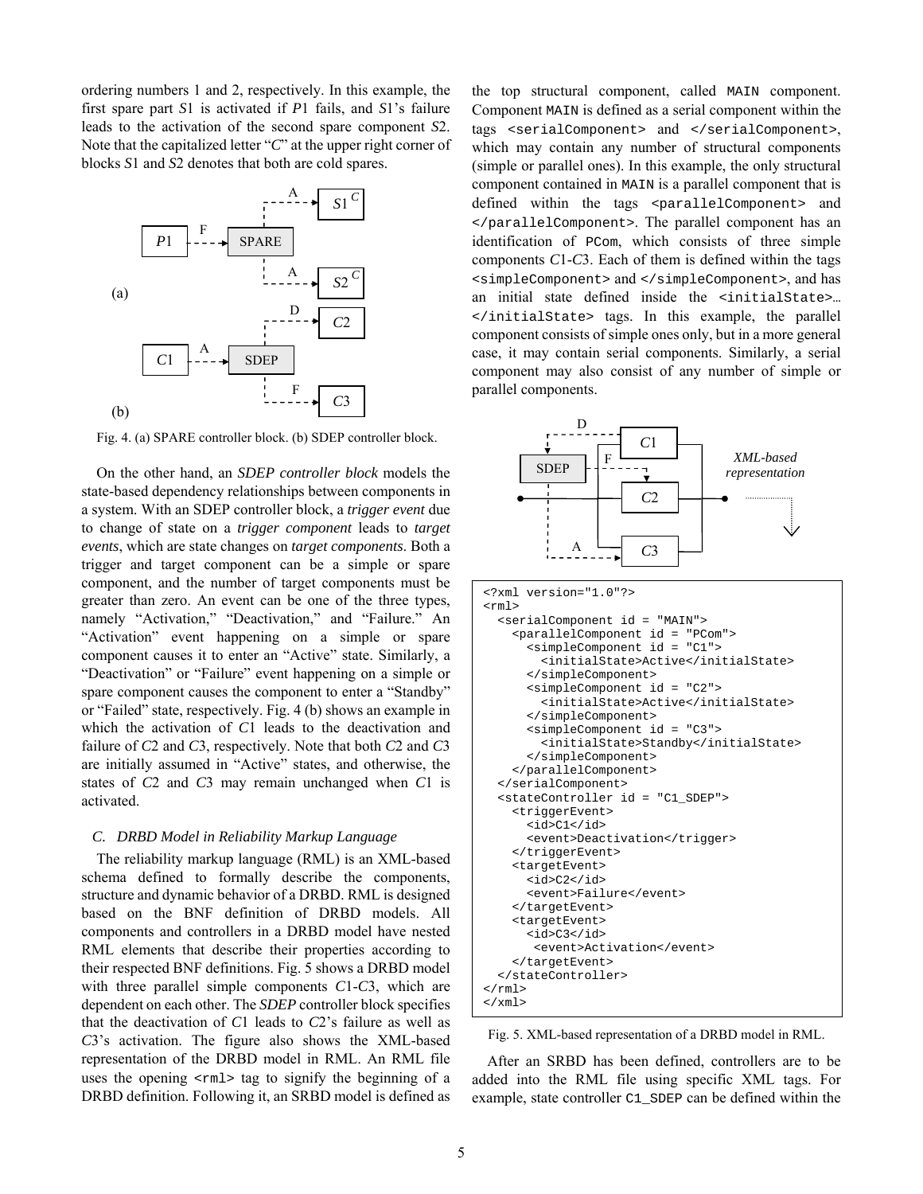ordering numbers 1 and 2, respectively. In this example, the first spare part $S1$ is activated if $P1$ fails, and $S1$'s failure leads to the activation of the second spare component $S2$. Note that the capitalized letter "$C$" at the upper right corner of blocks $S1$ and $S2$ denotes that both are cold spares.

Fig. 4. (a) SPARE controller block. (b) SDEP controller block.

On the other hand, an *SDEP controller block* models the state-based dependency relationships between components in a system. With an SDEP controller block, a *trigger event* due to change of state on a *trigger component* leads to *target events*, which are state changes on *target components*. Both a trigger and target component can be a simple or spare component, and the number of target components must be greater than zero. An event can be one of the three types, namely "Activation," "Deactivation," and "Failure." An "Activation" event happening on a simple or spare component causes it to enter an "Active" state. Similarly, a "Deactivation" or "Failure" event happening on a simple or spare component causes the component to enter a "Standby" or "Failed" state, respectively. Fig. 4 (b) shows an example in which the activation of $C1$ leads to the deactivation and failure of $C2$ and $C3$, respectively. Note that both $C2$ and $C3$ are initially assumed in "Active" states, and otherwise, the states of $C2$ and $C3$ may remain unchanged when $C1$ is activated.

### *C. DRBD Model in Reliability Markup Language*

The reliability markup language (RML) is an XML-based schema defined to formally describe the components, structure and dynamic behavior of a DRBD. RML is designed based on the BNF definition of DRBD models. All components and controllers in a DRBD model have nested RML elements that describe their properties according to their respected BNF definitions. Fig. 5 shows a DRBD model with three parallel simple components $C1$-$C3$, which are dependent on each other. The *SDEP* controller block specifies that the deactivation of $C1$ leads to $C2$'s failure as well as $C3$'s activation. The figure also shows the XML-based representation of the DRBD model in RML. An RML file uses the opening `<rml>` tag to signify the beginning of a DRBD definition. Following it, an SRBD model is defined as the top structural component, called `MAIN` component. Component `MAIN` is defined as a serial component within the tags `<serialComponent>` and `</serialComponent>`, which may contain any number of structural components (simple or parallel ones). In this example, the only structural component contained in `MAIN` is a parallel component that is defined within the tags `<parallelComponent>` and `</parallelComponent>`. The parallel component has an identification of `PCom`, which consists of three simple components $C1$-$C3$. Each of them is defined within the tags `<simpleComponent>` and `</simpleComponent>`, and has an initial state defined inside the `<initialState>… </initialState>` tags. In this example, the parallel component consists of simple ones only, but in a more general case, it may contain serial components. Similarly, a serial component may also consist of any number of simple or parallel components.

*XML-based representation*

```
<?xml version="1.0"?>
<rml>
  <serialComponent id = "MAIN">
    <parallelComponent id = "PCom">
      <simpleComponent id = "C1">
        <initialState>Active</initialState>
      </simpleComponent>
      <simpleComponent id = "C2">
        <initialState>Active</initialState>
      </simpleComponent>
      <simpleComponent id = "C3">
        <initialState>Standby</initialState>
      </simpleComponent>
    </parallelComponent>
  </serialComponent>
  <stateController id = "C1_SDEP">
    <triggerEvent>
      <id>C1</id>
      <event>Deactivation</trigger>
    </triggerEvent>
    <targetEvent>
      <id>C2</id>
      <event>Failure</event>
    </targetEvent>
    <targetEvent>
      <id>C3</id>
       <event>Activation</event>
    </targetEvent>
  </stateController>
</rml>
</xml>
```

Fig. 5. XML-based representation of a DRBD model in RML.

After an SRBD has been defined, controllers are to be added into the RML file using specific XML tags. For example, state controller `C1_SDEP` can be defined within the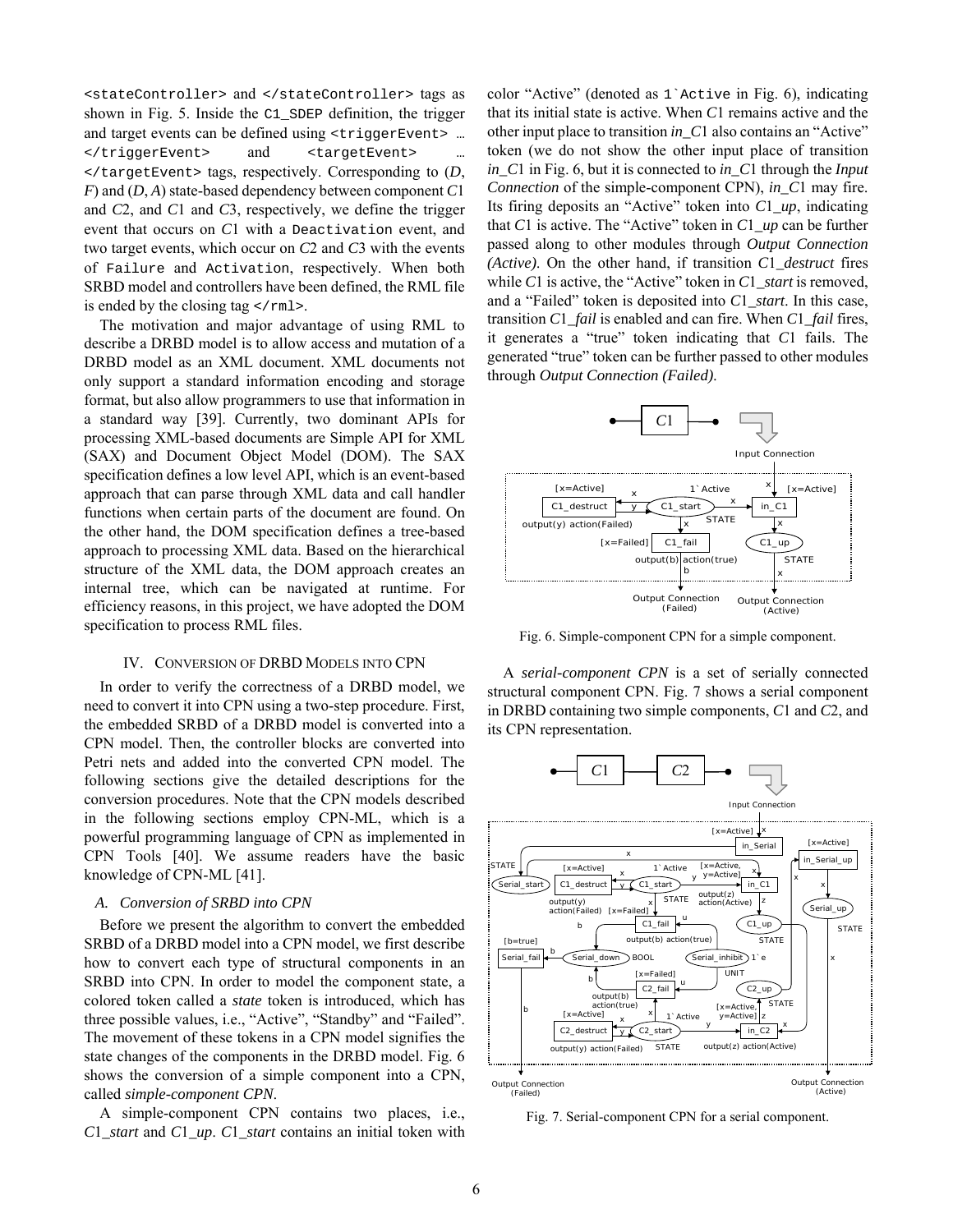`<stateController>` and `</stateController>` tags as shown in Fig. 5. Inside the `C1_SDEP` definition, the trigger and target events can be defined using `<triggerEvent>` … `</triggerEvent>` and `<targetEvent>` … `</targetEvent>` tags, respectively. Corresponding to (*D*, *F*) and (*D*, *A*) state-based dependency between component *C*1 and *C*2, and *C*1 and *C*3, respectively, we define the trigger event that occurs on *C*1 with a `Deactivation` event, and two target events, which occur on *C*2 and *C*3 with the events of `Failure` and `Activation`, respectively. When both SRBD model and controllers have been defined, the RML file is ended by the closing tag `</rml>`.

The motivation and major advantage of using RML to describe a DRBD model is to allow access and mutation of a DRBD model as an XML document. XML documents not only support a standard information encoding and storage format, but also allow programmers to use that information in a standard way [39]. Currently, two dominant APIs for processing XML-based documents are Simple API for XML (SAX) and Document Object Model (DOM). The SAX specification defines a low level API, which is an event-based approach that can parse through XML data and call handler functions when certain parts of the document are found. On the other hand, the DOM specification defines a tree-based approach to processing XML data. Based on the hierarchical structure of the XML data, the DOM approach creates an internal tree, which can be navigated at runtime. For efficiency reasons, in this project, we have adopted the DOM specification to process RML files.

## IV. Conversion of DRBD Models into CPN

In order to verify the correctness of a DRBD model, we need to convert it into CPN using a two-step procedure. First, the embedded SRBD of a DRBD model is converted into a CPN model. Then, the controller blocks are converted into Petri nets and added into the converted CPN model. The following sections give the detailed descriptions for the conversion procedures. Note that the CPN models described in the following sections employ CPN-ML, which is a powerful programming language of CPN as implemented in CPN Tools [40]. We assume readers have the basic knowledge of CPN-ML [41].

### *A. Conversion of SRBD into CPN*

Before we present the algorithm to convert the embedded SRBD of a DRBD model into a CPN model, we first describe how to convert each type of structural components in an SRBD into CPN. In order to model the component state, a colored token called a *state* token is introduced, which has three possible values, i.e., "Active", "Standby" and "Failed". The movement of these tokens in a CPN model signifies the state changes of the components in the DRBD model. Fig. 6 shows the conversion of a simple component into a CPN, called *simple-component CPN*.

A simple-component CPN contains two places, i.e., *C*1*_start* and *C*1*_up*. *C*1*_start* contains an initial token with color "Active" (denoted as ``1`Active`` in Fig. 6), indicating that its initial state is active. When *C*1 remains active and the other input place to transition *in_C*1 also contains an "Active" token (we do not show the other input place of transition *in_C*1 in Fig. 6, but it is connected to *in_C*1 through the *Input Connection* of the simple-component CPN), *in_C*1 may fire. Its firing deposits an "Active" token into *C*1*_up*, indicating that *C*1 is active. The "Active" token in *C*1*_up* can be further passed along to other modules through *Output Connection (Active)*. On the other hand, if transition *C*1*_destruct* fires while *C*1 is active, the "Active" token in *C*1*_start* is removed, and a "Failed" token is deposited into *C*1*_start*. In this case, transition *C*1*_fail* is enabled and can fire. When *C*1*_fail* fires, it generates a "true" token indicating that *C*1 fails. The generated "true" token can be further passed to other modules through *Output Connection (Failed)*.

Fig. 6. Simple-component CPN for a simple component.

A *serial-component CPN* is a set of serially connected structural component CPN. Fig. 7 shows a serial component in DRBD containing two simple components, *C*1 and *C*2, and its CPN representation.

Fig. 7. Serial-component CPN for a serial component.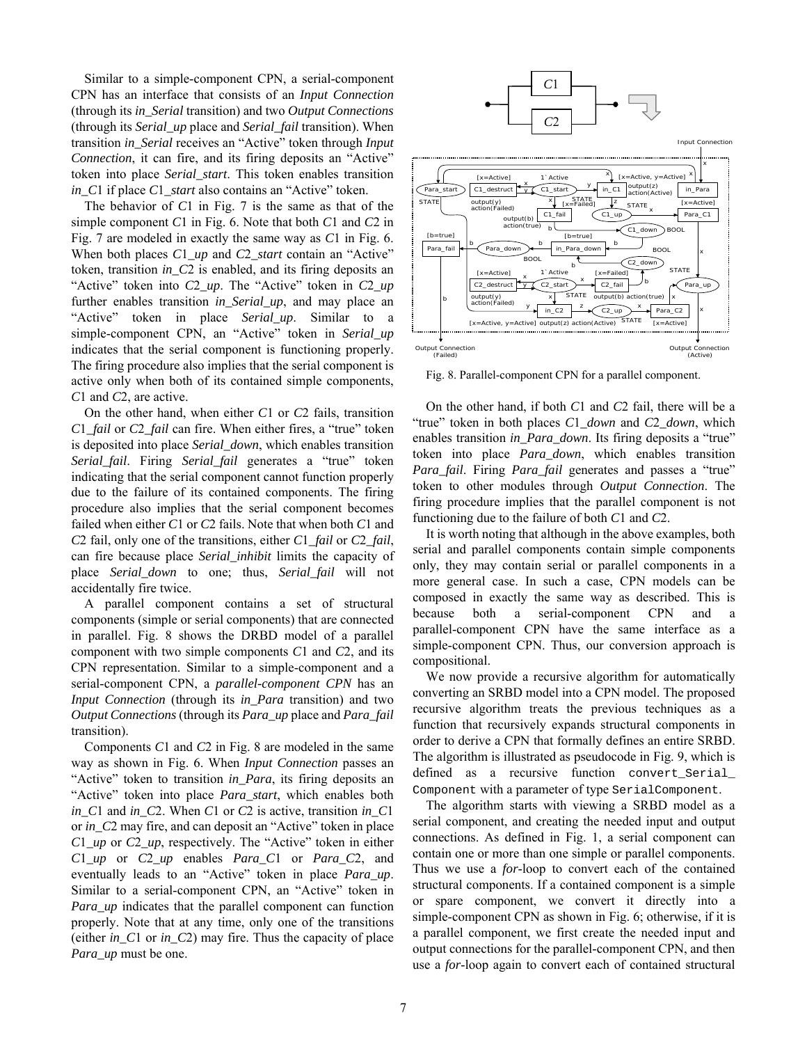Similar to a simple-component CPN, a serial-component CPN has an interface that consists of an *Input Connection* (through its *in_Serial* transition) and two *Output Connections* (through its *Serial_up* place and *Serial_fail* transition). When transition *in_Serial* receives an "Active" token through *Input Connection*, it can fire, and its firing deposits an "Active" token into place *Serial_start*. This token enables transition *in_C*1 if place *C*1*_start* also contains an "Active" token.

The behavior of *C*1 in Fig. 7 is the same as that of the simple component *C*1 in Fig. 6. Note that both *C*1 and *C*2 in Fig. 7 are modeled in exactly the same way as *C*1 in Fig. 6. When both places *C*1*_up* and *C*2*_start* contain an "Active" token, transition *in_C*2 is enabled, and its firing deposits an "Active" token into *C*2*_up*. The "Active" token in *C*2*_up* further enables transition *in_Serial_up*, and may place an "Active" token in place *Serial_up*. Similar to a simple-component CPN, an "Active" token in *Serial_up* indicates that the serial component is functioning properly. The firing procedure also implies that the serial component is active only when both of its contained simple components, *C*1 and *C*2, are active.

On the other hand, when either *C*1 or *C*2 fails, transition *C*1*_fail* or *C*2*_fail* can fire. When either fires, a "true" token is deposited into place *Serial_down*, which enables transition *Serial_fail*. Firing *Serial_fail* generates a "true" token indicating that the serial component cannot function properly due to the failure of its contained components. The firing procedure also implies that the serial component becomes failed when either *C*1 or *C*2 fails. Note that when both *C*1 and *C*2 fail, only one of the transitions, either *C*1*_fail* or *C*2*_fail*, can fire because place *Serial_inhibit* limits the capacity of place *Serial_down* to one; thus, *Serial_fail* will not accidentally fire twice.

A parallel component contains a set of structural components (simple or serial components) that are connected in parallel. Fig. 8 shows the DRBD model of a parallel component with two simple components *C*1 and *C*2, and its CPN representation. Similar to a simple-component and a serial-component CPN, a *parallel-component CPN* has an *Input Connection* (through its *in_Para* transition) and two *Output Connections* (through its *Para_up* place and *Para_fail* transition).

Components *C*1 and *C*2 in Fig. 8 are modeled in the same way as shown in Fig. 6. When *Input Connection* passes an "Active" token to transition *in_Para*, its firing deposits an "Active" token into place *Para_start*, which enables both *in_C*1 and *in_C*2. When *C*1 or *C*2 is active, transition *in_C*1 or *in_C*2 may fire, and can deposit an "Active" token in place *C*1*_up* or *C*2*_up*, respectively. The "Active" token in either *C*1*_up* or *C*2*_up* enables *Para_C*1 or *Para_C*2, and eventually leads to an "Active" token in place *Para_up*. Similar to a serial-component CPN, an "Active" token in *Para_up* indicates that the parallel component can function properly. Note that at any time, only one of the transitions (either *in_C*1 or *in_C*2) may fire. Thus the capacity of place *Para_up* must be one.

Fig. 8. Parallel-component CPN for a parallel component.

On the other hand, if both *C*1 and *C*2 fail, there will be a "true" token in both places *C*1*_down* and *C*2*_down*, which enables transition *in_Para_down*. Its firing deposits a "true" token into place *Para_down*, which enables transition *Para_fail*. Firing *Para_fail* generates and passes a "true" token to other modules through *Output Connection*. The firing procedure implies that the parallel component is not functioning due to the failure of both *C*1 and *C*2.

It is worth noting that although in the above examples, both serial and parallel components contain simple components only, they may contain serial or parallel components in a more general case. In such a case, CPN models can be composed in exactly the same way as described. This is because both a serial-component CPN and a parallel-component CPN have the same interface as a simple-component CPN. Thus, our conversion approach is compositional.

We now provide a recursive algorithm for automatically converting an SRBD model into a CPN model. The proposed recursive algorithm treats the previous techniques as a function that recursively expands structural components in order to derive a CPN that formally defines an entire SRBD. The algorithm is illustrated as pseudocode in Fig. 9, which is defined as a recursive function `convert_Serial_Component` with a parameter of type `SerialComponent`.

The algorithm starts with viewing a SRBD model as a serial component, and creating the needed input and output connections. As defined in Fig. 1, a serial component can contain one or more than one simple or parallel components. Thus we use a *for*-loop to convert each of the contained structural components. If a contained component is a simple or spare component, we convert it directly into a simple-component CPN as shown in Fig. 6; otherwise, if it is a parallel component, we first create the needed input and output connections for the parallel-component CPN, and then use a *for*-loop again to convert each of contained structural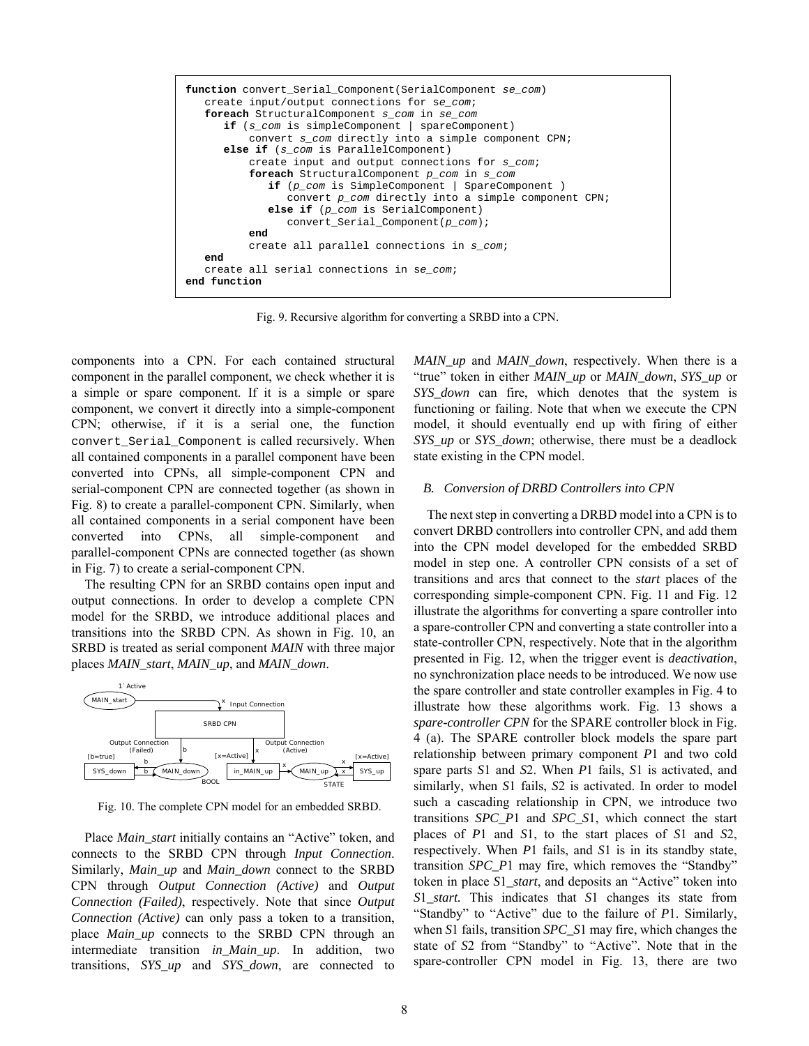```
function convert_Serial_Component(SerialComponent se_com)
   create input/output connections for se_com;
   foreach StructuralComponent s_com in se_com
      if (s_com is simpleComponent | spareComponent)
          convert s_com directly into a simple component CPN;
      else if (s_com is ParallelComponent)
          create input and output connections for s_com;
          foreach StructuralComponent p_com in s_com
             if (p_com is SimpleComponent | SpareComponent )
                convert p_com directly into a simple component CPN;
             else if (p_com is SerialComponent)
                convert_Serial_Component(p_com);
          end
          create all parallel connections in s_com;
   end
   create all serial connections in se_com;
end function
```

Fig. 9. Recursive algorithm for converting a SRBD into a CPN.

components into a CPN. For each contained structural component in the parallel component, we check whether it is a simple or spare component. If it is a simple or spare component, we convert it directly into a simple-component CPN; otherwise, if it is a serial one, the function `convert_Serial_Component` is called recursively. When all contained components in a parallel component have been converted into CPNs, all simple-component CPN and serial-component CPN are connected together (as shown in Fig. 8) to create a parallel-component CPN. Similarly, when all contained components in a serial component have been converted into CPNs, all simple-component and parallel-component CPNs are connected together (as shown in Fig. 7) to create a serial-component CPN.

The resulting CPN for an SRBD contains open input and output connections. In order to develop a complete CPN model for the SRBD, we introduce additional places and transitions into the SRBD CPN. As shown in Fig. 10, an SRBD is treated as serial component *MAIN* with three major places *MAIN_start*, *MAIN_up*, and *MAIN_down*.

Fig. 10. The complete CPN model for an embedded SRBD.

Place *Main_start* initially contains an "Active" token, and connects to the SRBD CPN through *Input Connection*. Similarly, *Main_up* and *Main_down* connect to the SRBD CPN through *Output Connection (Active)* and *Output Connection (Failed)*, respectively. Note that since *Output Connection (Active)* can only pass a token to a transition, place *Main_up* connects to the SRBD CPN through an intermediate transition *in_Main_up*. In addition, two transitions, *SYS_up* and *SYS_down*, are connected to *MAIN_up* and *MAIN_down*, respectively. When there is a "true" token in either *MAIN_up* or *MAIN_down*, *SYS_up* or *SYS_down* can fire, which denotes that the system is functioning or failing. Note that when we execute the CPN model, it should eventually end up with firing of either *SYS_up* or *SYS_down*; otherwise, there must be a deadlock state existing in the CPN model.

### *B. Conversion of DRBD Controllers into CPN*

The next step in converting a DRBD model into a CPN is to convert DRBD controllers into controller CPN, and add them into the CPN model developed for the embedded SRBD model in step one. A controller CPN consists of a set of transitions and arcs that connect to the *start* places of the corresponding simple-component CPN. Fig. 11 and Fig. 12 illustrate the algorithms for converting a spare controller into a spare-controller CPN and converting a state controller into a state-controller CPN, respectively. Note that in the algorithm presented in Fig. 12, when the trigger event is *deactivation*, no synchronization place needs to be introduced. We now use the spare controller and state controller examples in Fig. 4 to illustrate how these algorithms work. Fig. 13 shows a *spare-controller CPN* for the SPARE controller block in Fig. 4 (a). The SPARE controller block models the spare part relationship between primary component *P*1 and two cold spare parts *S*1 and *S*2. When *P*1 fails, *S*1 is activated, and similarly, when *S*1 fails, *S*2 is activated. In order to model such a cascading relationship in CPN, we introduce two transitions *SPC_P*1 and *SPC_S*1, which connect the start places of *P*1 and *S*1, to the start places of *S*1 and *S*2, respectively. When *P*1 fails, and *S*1 is in its standby state, transition *SPC_P*1 may fire, which removes the "Standby" token in place *S*1*_start*, and deposits an "Active" token into *S*1*_start.* This indicates that *S*1 changes its state from "Standby" to "Active" due to the failure of *P*1. Similarly, when *S*1 fails, transition *SPC_S*1 may fire, which changes the state of *S*2 from "Standby" to "Active". Note that in the spare-controller CPN model in Fig. 13, there are two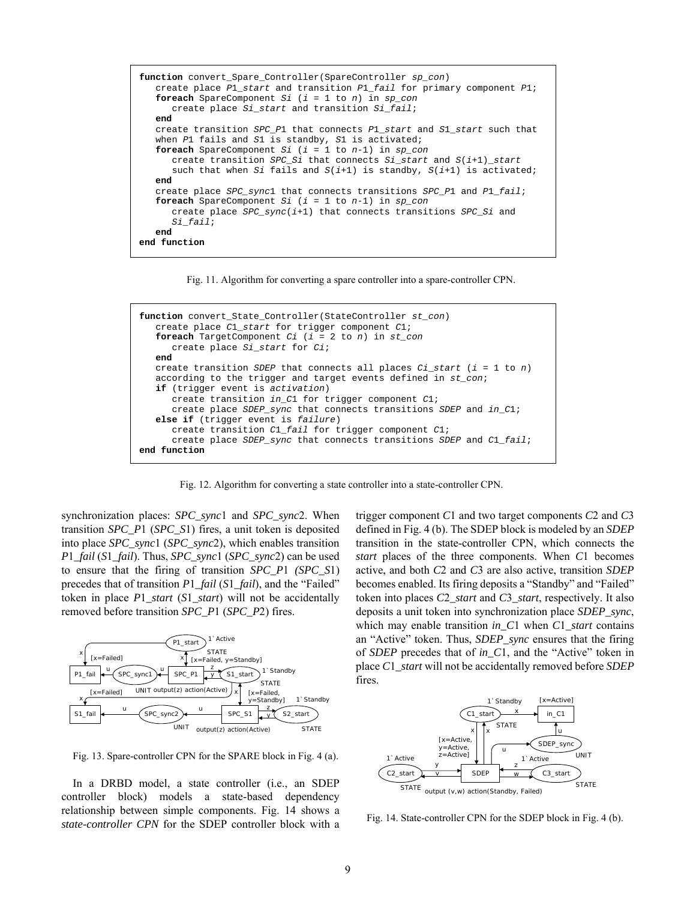```
function convert_Spare_Controller(SpareController sp_con)
   create place P1_start and transition P1_fail for primary component P1;
   foreach SpareComponent Si (i = 1 to n) in sp_con
      create place Si_start and transition Si_fail;
   end
   create transition SPC_P1 that connects P1_start and S1_start such that
   when P1 fails and S1 is standby, S1 is activated;
   foreach SpareComponent Si (i = 1 to n-1) in sp_con
      create transition SPC_Si that connects Si_start and S(i+1)_start
      such that when Si fails and S(i+1) is standby, S(i+1) is activated;
   end
   create place SPC_sync1 that connects transitions SPC_P1 and P1_fail;
   foreach SpareComponent Si (i = 1 to n-1) in sp_con
      create place SPC_sync(i+1) that connects transitions SPC_Si and
      Si_fail;
   end
end function
```

Fig. 11. Algorithm for converting a spare controller into a spare-controller CPN.

```
function convert_State_Controller(StateController st_con)
   create place C1_start for trigger component C1;
   foreach TargetComponent Ci (i = 2 to n) in st_con
      create place Si_start for Ci;
   end
   create transition SDEP that connects all places Ci_start (i = 1 to n)
   according to the trigger and target events defined in st_con;
   if (trigger event is activation)
      create transition in_C1 for trigger component C1;
      create place SDEP_sync that connects transitions SDEP and in_C1;
   else if (trigger event is failure)
      create transition C1_fail for trigger component C1;
      create place SDEP_sync that connects transitions SDEP and C1_fail;
end function
```

Fig. 12. Algorithm for converting a state controller into a state-controller CPN.

synchronization places: *SPC_sync*1 and *SPC_sync*2. When transition *SPC_P*1 (*SPC_S*1) fires, a unit token is deposited into place *SPC_sync*1 (*SPC_sync*2), which enables transition *P*1*_fail* (*S*1*_fail*). Thus, *SPC_sync*1 (*SPC_sync*2) can be used to ensure that the firing of transition *SPC_P*1 (*SPC_S*1) precedes that of transition *P*1*_fail* (*S*1*_fail*), and the "Failed" token in place *P*1*_start* (*S*1*_start*) will not be accidentally removed before transition *SPC_P*1 (*SPC_P*2) fires.

Fig. 13. Spare-controller CPN for the SPARE block in Fig. 4 (a).

In a DRBD model, a state controller (i.e., an SDEP controller block) models a state-based dependency relationship between simple components. Fig. 14 shows a *state-controller CPN* for the SDEP controller block with a trigger component *C*1 and two target components *C*2 and *C*3 defined in Fig. 4 (b). The SDEP block is modeled by an *SDEP* transition in the state-controller CPN, which connects the *start* places of the three components. When *C*1 becomes active, and both *C*2 and *C*3 are also active, transition *SDEP* becomes enabled. Its firing deposits a "Standby" and "Failed" token into places *C*2*_start* and *C*3*_start*, respectively. It also deposits a unit token into synchronization place *SDEP_sync*, which may enable transition *in_C*1 when *C*1*_start* contains an "Active" token. Thus, *SDEP_sync* ensures that the firing of *SDEP* precedes that of *in_C*1, and the "Active" token in place *C*1*_start* will not be accidentally removed before *SDEP* fires.

Fig. 14. State-controller CPN for the SDEP block in Fig. 4 (b).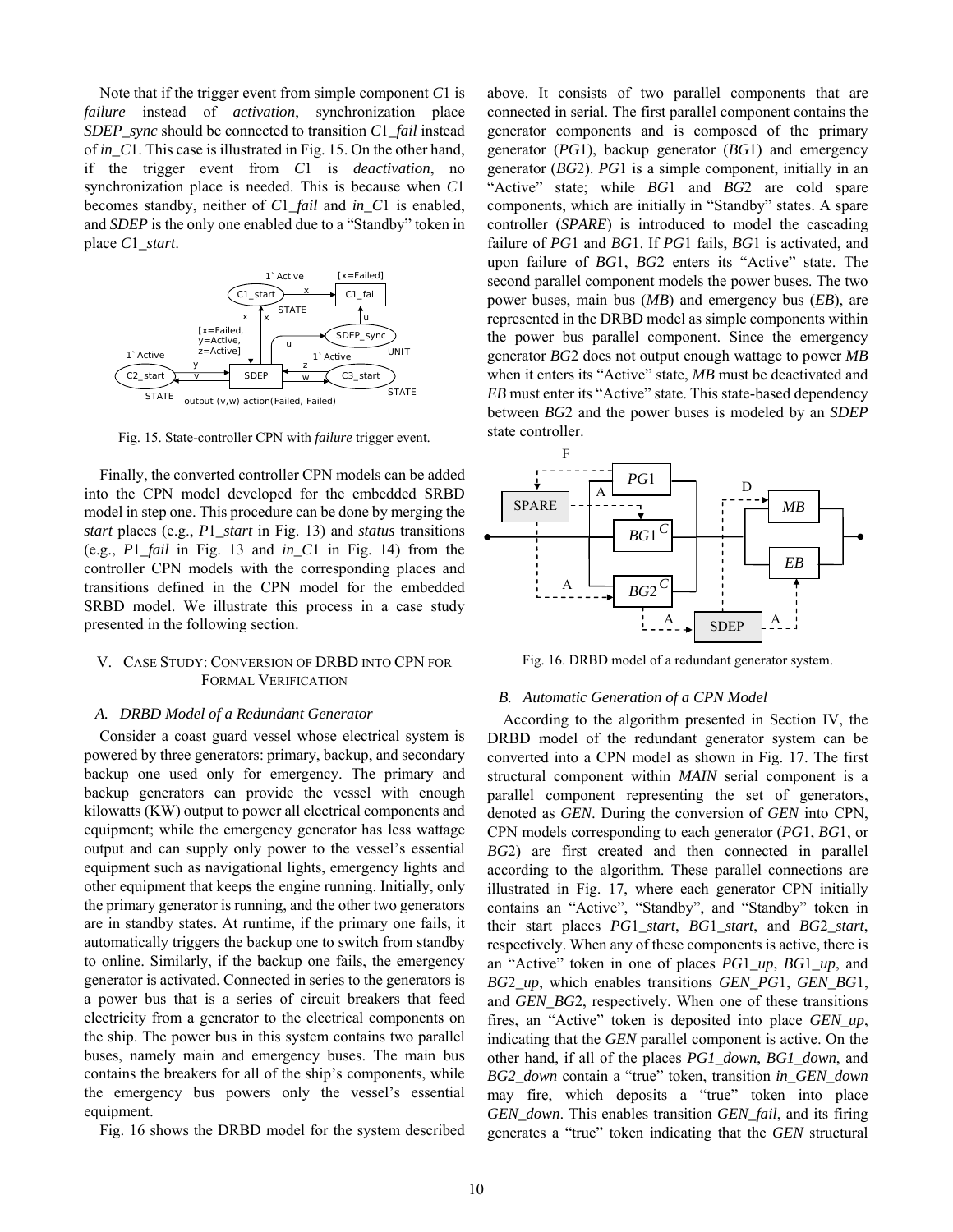Note that if the trigger event from simple component $C1$ is *failure* instead of *activation*, synchronization place *SDEP_sync* should be connected to transition *C1_fail* instead of *in_C1*. This case is illustrated in Fig. 15. On the other hand, if the trigger event from $C1$ is *deactivation*, no synchronization place is needed. This is because when $C1$ becomes standby, neither of *C1_fail* and *in_C1* is enabled, and *SDEP* is the only one enabled due to a "Standby" token in place *C1_start*.

Fig. 15. State-controller CPN with *failure* trigger event.

Finally, the converted controller CPN models can be added into the CPN model developed for the embedded SRBD model in step one. This procedure can be done by merging the *start* places (e.g., *P1_start* in Fig. 13) and *status* transitions (e.g., *P1_fail* in Fig. 13 and *in_C1* in Fig. 14) from the controller CPN models with the corresponding places and transitions defined in the CPN model for the embedded SRBD model. We illustrate this process in a case study presented in the following section.

## V. Case Study: Conversion of DRBD into CPN for Formal Verification

### A. DRBD Model of a Redundant Generator

Consider a coast guard vessel whose electrical system is powered by three generators: primary, backup, and secondary backup one used only for emergency. The primary and backup generators can provide the vessel with enough kilowatts (KW) output to power all electrical components and equipment; while the emergency generator has less wattage output and can supply only power to the vessel's essential equipment such as navigational lights, emergency lights and other equipment that keeps the engine running. Initially, only the primary generator is running, and the other two generators are in standby states. At runtime, if the primary one fails, it automatically triggers the backup one to switch from standby to online. Similarly, if the backup one fails, the emergency generator is activated. Connected in series to the generators is a power bus that is a series of circuit breakers that feed electricity from a generator to the electrical components on the ship. The power bus in this system contains two parallel buses, namely main and emergency buses. The main bus contains the breakers for all of the ship's components, while the emergency bus powers only the vessel's essential equipment.

Fig. 16 shows the DRBD model for the system described above. It consists of two parallel components that are connected in serial. The first parallel component contains the generator components and is composed of the primary generator (*PG1*), backup generator (*BG1*) and emergency generator (*BG2*). *PG1* is a simple component, initially in an "Active" state; while *BG1* and *BG2* are cold spare components, which are initially in "Standby" states. A spare controller (*SPARE*) is introduced to model the cascading failure of *PG1* and *BG1*. If *PG1* fails, *BG1* is activated, and upon failure of *BG1*, *BG2* enters its "Active" state. The second parallel component models the power buses. The two power buses, main bus (*MB*) and emergency bus (*EB*), are represented in the DRBD model as simple components within the power bus parallel component. Since the emergency generator *BG2* does not output enough wattage to power *MB* when it enters its "Active" state, *MB* must be deactivated and *EB* must enter its "Active" state. This state-based dependency between *BG2* and the power buses is modeled by an *SDEP* state controller.

Fig. 16. DRBD model of a redundant generator system.

### B. Automatic Generation of a CPN Model

According to the algorithm presented in Section IV, the DRBD model of the redundant generator system can be converted into a CPN model as shown in Fig. 17. The first structural component within *MAIN* serial component is a parallel component representing the set of generators, denoted as *GEN*. During the conversion of *GEN* into CPN, CPN models corresponding to each generator (*PG1*, *BG1*, or *BG2*) are first created and then connected in parallel according to the algorithm. These parallel connections are illustrated in Fig. 17, where each generator CPN initially contains an "Active", "Standby", and "Standby" token in their start places *PG1_start*, *BG1_start*, and *BG2_start*, respectively. When any of these components is active, there is an "Active" token in one of places *PG1_up*, *BG1_up*, and *BG2_up*, which enables transitions *GEN_PG1*, *GEN_BG1*, and *GEN_BG2*, respectively. When one of these transitions fires, an "Active" token is deposited into place *GEN_up*, indicating that the *GEN* parallel component is active. On the other hand, if all of the places *PG1_down*, *BG1_down*, and *BG2_down* contain a "true" token, transition *in_GEN_down* may fire, which deposits a "true" token into place *GEN_down*. This enables transition *GEN_fail*, and its firing generates a "true" token indicating that the *GEN* structural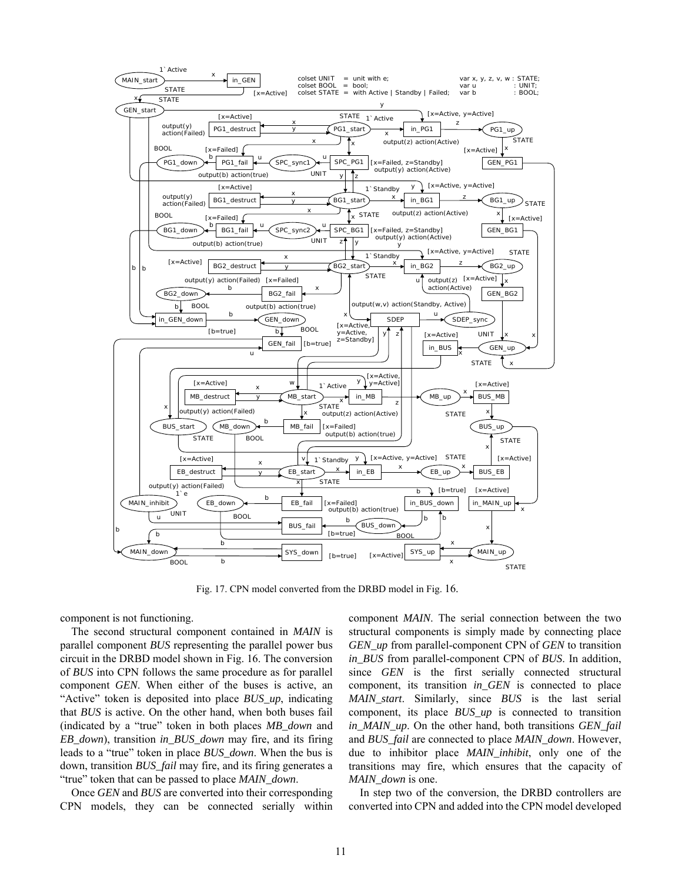Fig. 17. CPN model converted from the DRBD model in Fig. 16.

component is not functioning.

The second structural component contained in *MAIN* is parallel component *BUS* representing the parallel power bus circuit in the DRBD model shown in Fig. 16. The conversion of *BUS* into CPN follows the same procedure as for parallel component *GEN*. When either of the buses is active, an "Active" token is deposited into place *BUS_up*, indicating that *BUS* is active. On the other hand, when both buses fail (indicated by a "true" token in both places *MB_down* and *EB_down*), transition *in_BUS_down* may fire, and its firing leads to a "true" token in place *BUS_down*. When the bus is down, transition *BUS_fail* may fire, and its firing generates a "true" token that can be passed to place *MAIN_down*.

Once *GEN* and *BUS* are converted into their corresponding CPN models, they can be connected serially within component *MAIN*. The serial connection between the two structural components is simply made by connecting place *GEN_up* from parallel-component CPN of *GEN* to transition *in_BUS* from parallel-component CPN of *BUS*. In addition, since *GEN* is the first serially connected structural component, its transition *in_GEN* is connected to place *MAIN_start*. Similarly, since *BUS* is the last serial component, its place *BUS_up* is connected to transition *in_MAIN_up*. On the other hand, both transitions *GEN_fail* and *BUS_fail* are connected to place *MAIN_down*. However, due to inhibitor place *MAIN_inhibit*, only one of the transitions may fire, which ensures that the capacity of *MAIN_down* is one.

In step two of the conversion, the DRBD controllers are converted into CPN and added into the CPN model developed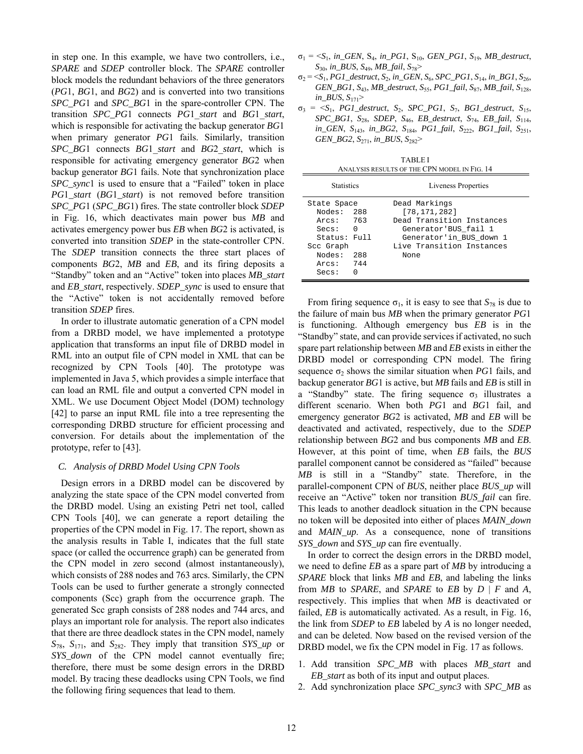in step one. In this example, we have two controllers, i.e., *SPARE* and *SDEP* controller block. The *SPARE* controller block models the redundant behaviors of the three generators (*PG*1, *BG*1, and *BG*2) and is converted into two transitions *SPC_PG*1 and *SPC_BG*1 in the spare-controller CPN. The transition *SPC_PG*1 connects *PG*1*_start* and *BG*1*_start*, which is responsible for activating the backup generator *BG*1 when primary generator *PG*1 fails. Similarly, transition *SPC_BG*1 connects *BG*1*_start* and *BG*2*_start*, which is responsible for activating emergency generator *BG*2 when backup generator *BG*1 fails. Note that synchronization place *SPC_sync*1 is used to ensure that a "Failed" token in place *PG*1*_start* (*BG*1*_start*) is not removed before transition *SPC_PG*1 (*SPC_BG*1) fires. The state controller block *SDEP* in Fig. 16, which deactivates main power bus *MB* and activates emergency power bus *EB* when *BG*2 is activated, is converted into transition *SDEP* in the state-controller CPN. The *SDEP* transition connects the three start places of components *BG*2, *MB* and *EB*, and its firing deposits a "Standby" token and an "Active" token into places *MB_start* and *EB_start*, respectively. *SDEP_sync* is used to ensure that the "Active" token is not accidentally removed before transition *SDEP* fires.

In order to illustrate automatic generation of a CPN model from a DRBD model, we have implemented a prototype application that transforms an input file of DRBD model in RML into an output file of CPN model in XML that can be recognized by CPN Tools [40]. The prototype was implemented in Java 5, which provides a simple interface that can load an RML file and output a converted CPN model in XML. We use Document Object Model (DOM) technology [42] to parse an input RML file into a tree representing the corresponding DRBD structure for efficient processing and conversion. For details about the implementation of the prototype, refer to [43].

### *C. Analysis of DRBD Model Using CPN Tools*

Design errors in a DRBD model can be discovered by analyzing the state space of the CPN model converted from the DRBD model. Using an existing Petri net tool, called CPN Tools [40], we can generate a report detailing the properties of the CPN model in Fig. 17. The report, shown as the analysis results in Table I, indicates that the full state space (or called the occurrence graph) can be generated from the CPN model in zero second (almost instantaneously), which consists of 288 nodes and 763 arcs. Similarly, the CPN Tools can be used to further generate a strongly connected components (Scc) graph from the occurrence graph. The generated Scc graph consists of 288 nodes and 744 arcs, and plays an important role for analysis. The report also indicates that there are three deadlock states in the CPN model, namely $S_{78}$, $S_{171}$, and $S_{282}$. They imply that transition *SYS_up* or *SYS_down* of the CPN model cannot eventually fire; therefore, there must be some design errors in the DRBD model. By tracing these deadlocks using CPN Tools, we find the following firing sequences that lead to them.

$\sigma_1$ = <$S_1$, *in_GEN*, $S_4$, *in_PG1*, $S_{10}$, *GEN_PG1*, $S_{19}$, *MB_destruct*, $S_{30}$, *in_BUS*, $S_{49}$, *MB_fail*, $S_{78}$>

$\sigma_2$ = <$S_1$, *PG1_destruct*, $S_2$, *in_GEN*, $S_6$, *SPC_PG1*, $S_{14}$, *in_BG1*, $S_{26}$, *GEN_BG1*, $S_{43}$, *MB_destruct*, $S_{55}$, *PG1_fail*, $S_{87}$, *MB_fail*, $S_{128}$, *in_BUS*, $S_{171}$>

$\sigma_3$ = <$S_1$, *PG1_destruct*, $S_2$, *SPC_PG1*, $S_7$, *BG1_destruct*, $S_{15}$, *SPC_BG1*, $S_{28}$, *SDEP*, $S_{46}$, *EB_destruct*, $S_{74}$, *EB_fail*, $S_{114}$, *in_GEN*, $S_{143}$, *in_BG2*, $S_{184}$, *PG1_fail*, $S_{222}$, *BG1_fail*, $S_{251}$, *GEN_BG2*, $S_{271}$, *in_BUS*, $S_{282}$>

TABLE I
ANALYSIS RESULTS OF THE CPN MODEL IN FIG. 14

| Statistics | Liveness Properties |
|---|---|
| State Space<br>Nodes: 288<br>Arcs: 763<br>Secs: 0<br>Status: Full<br>Scc Graph<br>Nodes: 288<br>Arcs: 744<br>Secs: 0 | Dead Markings<br>[78,171,282]<br>Dead Transition Instances<br>Generator'BUS_fail 1<br>Generator'in_BUS_down 1<br>Live Transition Instances<br>None |

From firing sequence $\sigma_1$, it is easy to see that $S_{78}$ is due to the failure of main bus *MB* when the primary generator *PG*1 is functioning. Although emergency bus *EB* is in the "Standby" state, and can provide services if activated, no such spare part relationship between *MB* and *EB* exists in either the DRBD model or corresponding CPN model. The firing sequence $\sigma_2$ shows the similar situation when *PG*1 fails, and backup generator *BG*1 is active, but *MB* fails and *EB* is still in a "Standby" state. The firing sequence $\sigma_3$ illustrates a different scenario. When both *PG*1 and *BG*1 fail, and emergency generator *BG*2 is activated, *MB* and *EB* will be deactivated and activated, respectively, due to the *SDEP* relationship between *BG*2 and bus components *MB* and *EB*. However, at this point of time, when *EB* fails, the *BUS* parallel component cannot be considered as "failed" because *MB* is still in a "Standby" state. Therefore, in the parallel-component CPN of *BUS*, neither place *BUS_up* will receive an "Active" token nor transition *BUS_fail* can fire. This leads to another deadlock situation in the CPN because no token will be deposited into either of places *MAIN_down* and *MAIN_up*. As a consequence, none of transitions *SYS_down* and *SYS_up* can fire eventually.

In order to correct the design errors in the DRBD model, we need to define *EB* as a spare part of *MB* by introducing a *SPARE* block that links *MB* and *EB*, and labeling the links from *MB* to *SPARE*, and *SPARE* to *EB* by *D* | *F* and *A*, respectively. This implies that when *MB* is deactivated or failed, *EB* is automatically activated. As a result, in Fig. 16, the link from *SDEP* to *EB* labeled by *A* is no longer needed, and can be deleted. Now based on the revised version of the DRBD model, we fix the CPN model in Fig. 17 as follows.

1. Add transition *SPC_MB* with places *MB_start* and *EB_start* as both of its input and output places.
2. Add synchronization place *SPC_sync3* with *SPC_MB* as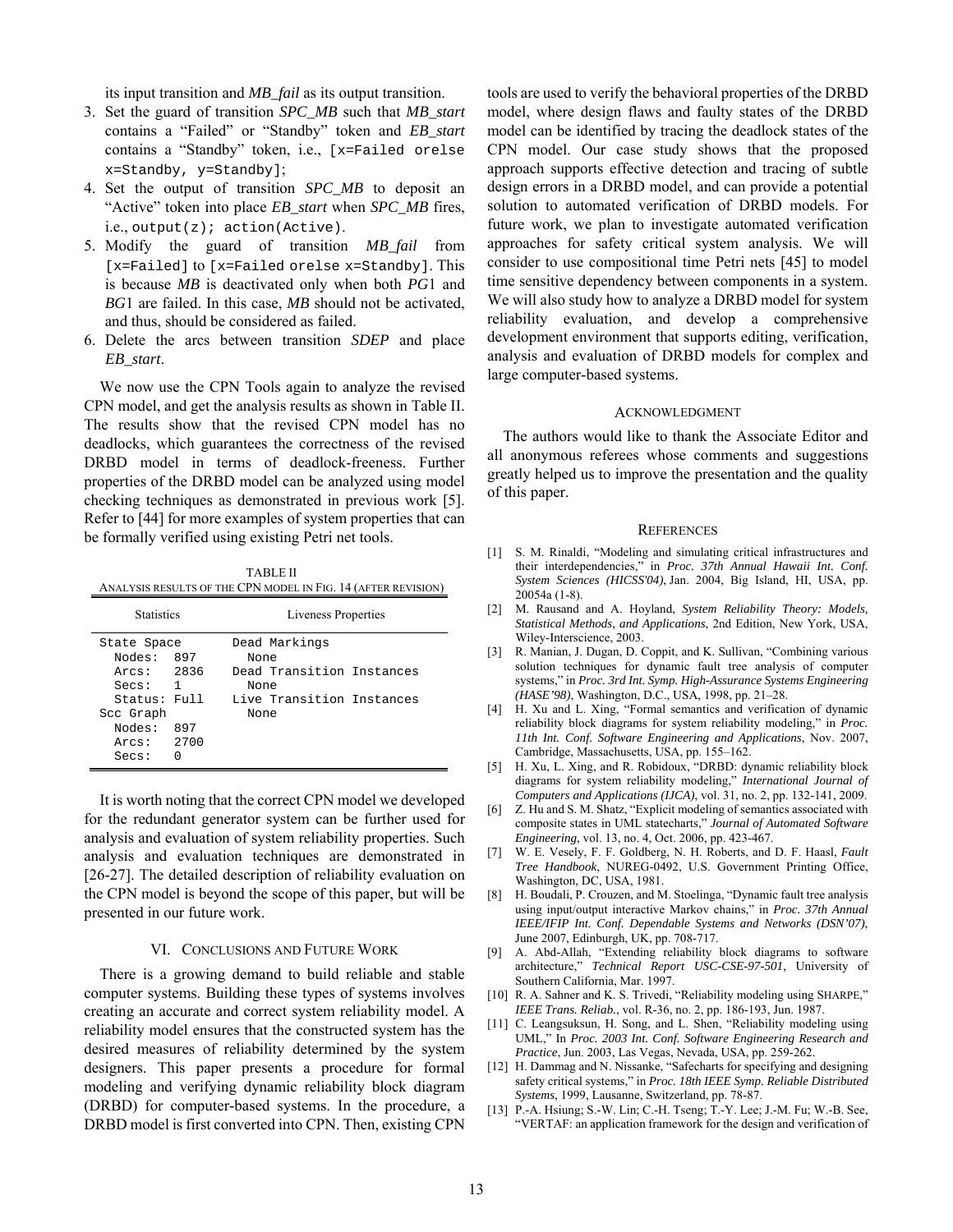its input transition and *MB_fail* as its output transition.

3. Set the guard of transition *SPC_MB* such that *MB_start* contains a "Failed" or "Standby" token and *EB_start* contains a "Standby" token, i.e., `[x=Failed orelse x=Standby, y=Standby]`;
4. Set the output of transition *SPC_MB* to deposit an "Active" token into place *EB_start* when *SPC_MB* fires, i.e., `output(z); action(Active)`.
5. Modify the guard of transition *MB_fail* from `[x=Failed]` to `[x=Failed orelse x=Standby]`. This is because *MB* is deactivated only when both *PG*1 and *BG*1 are failed. In this case, *MB* should not be activated, and thus, should be considered as failed.
6. Delete the arcs between transition *SDEP* and place *EB_start*.

We now use the CPN Tools again to analyze the revised CPN model, and get the analysis results as shown in Table II. The results show that the revised CPN model has no deadlocks, which guarantees the correctness of the revised DRBD model in terms of deadlock-freeness. Further properties of the DRBD model can be analyzed using model checking techniques as demonstrated in previous work [5]. Refer to [44] for more examples of system properties that can be formally verified using existing Petri net tools.

TABLE II
ANALYSIS RESULTS OF THE CPN MODEL IN FIG. 14 (AFTER REVISION)

| Statistics | Liveness Properties |
|---|---|
| State Space | Dead Markings |
| Nodes: 897 | None |
| Arcs: 2836 | Dead Transition Instances |
| Secs: 1 | None |
| Status: Full | Live Transition Instances |
| Scc Graph | None |
| Nodes: 897 | |
| Arcs: 2700 | |
| Secs: 0 | |

It is worth noting that the correct CPN model we developed for the redundant generator system can be further used for analysis and evaluation of system reliability properties. Such analysis and evaluation techniques are demonstrated in [26-27]. The detailed description of reliability evaluation on the CPN model is beyond the scope of this paper, but will be presented in our future work.

## VI. CONCLUSIONS AND FUTURE WORK

There is a growing demand to build reliable and stable computer systems. Building these types of systems involves creating an accurate and correct system reliability model. A reliability model ensures that the constructed system has the desired measures of reliability determined by the system designers. This paper presents a procedure for formal modeling and verifying dynamic reliability block diagram (DRBD) for computer-based systems. In the procedure, a DRBD model is first converted into CPN. Then, existing CPN tools are used to verify the behavioral properties of the DRBD model, where design flaws and faulty states of the DRBD model can be identified by tracing the deadlock states of the CPN model. Our case study shows that the proposed approach supports effective detection and tracing of subtle design errors in a DRBD model, and can provide a potential solution to automated verification of DRBD models. For future work, we plan to investigate automated verification approaches for safety critical system analysis. We will consider to use compositional time Petri nets [45] to model time sensitive dependency between components in a system. We will also study how to analyze a DRBD model for system reliability evaluation, and develop a comprehensive development environment that supports editing, verification, analysis and evaluation of DRBD models for complex and large computer-based systems.

## ACKNOWLEDGMENT

The authors would like to thank the Associate Editor and all anonymous referees whose comments and suggestions greatly helped us to improve the presentation and the quality of this paper.

## REFERENCES

[1] S. M. Rinaldi, "Modeling and simulating critical infrastructures and their interdependencies," in *Proc. 37th Annual Hawaii Int. Conf. System Sciences (HICSS'04)*, Jan. 2004, Big Island, HI, USA, pp. 20054a (1-8).

[2] M. Rausand and A. Hoyland, *System Reliability Theory: Models, Statistical Methods, and Applications*, 2nd Edition, New York, USA, Wiley-Interscience, 2003.

[3] R. Manian, J. Dugan, D. Coppit, and K. Sullivan, "Combining various solution techniques for dynamic fault tree analysis of computer systems," in *Proc. 3rd Int. Symp. High-Assurance Systems Engineering (HASE'98)*, Washington, D.C., USA, 1998, pp. 21–28.

[4] H. Xu and L. Xing, "Formal semantics and verification of dynamic reliability block diagrams for system reliability modeling," in *Proc. 11th Int. Conf. Software Engineering and Applications*, Nov. 2007, Cambridge, Massachusetts, USA, pp. 155–162.

[5] H. Xu, L. Xing, and R. Robidoux, "DRBD: dynamic reliability block diagrams for system reliability modeling," *International Journal of Computers and Applications (IJCA)*, vol. 31, no. 2, pp. 132-141, 2009.

[6] Z. Hu and S. M. Shatz, "Explicit modeling of semantics associated with composite states in UML statecharts," *Journal of Automated Software Engineering*, vol. 13, no. 4, Oct. 2006, pp. 423-467.

[7] W. E. Vesely, F. F. Goldberg, N. H. Roberts, and D. F. Haasl, *Fault Tree Handbook*, NUREG-0492, U.S. Government Printing Office, Washington, DC, USA, 1981.

[8] H. Boudali, P. Crouzen, and M. Stoelinga, "Dynamic fault tree analysis using input/output interactive Markov chains," in *Proc. 37th Annual IEEE/IFIP Int. Conf. Dependable Systems and Networks (DSN'07)*, June 2007, Edinburgh, UK, pp. 708-717.

[9] A. Abd-Allah, "Extending reliability block diagrams to software architecture," *Technical Report USC-CSE-97-501*, University of Southern California, Mar. 1997.

[10] R. A. Sahner and K. S. Trivedi, "Reliability modeling using SHARPE," *IEEE Trans. Reliab.*, vol. R-36, no. 2, pp. 186-193, Jun. 1987.

[11] C. Leangsuksun, H. Song, and L. Shen, "Reliability modeling using UML," In *Proc. 2003 Int. Conf. Software Engineering Research and Practice*, Jun. 2003, Las Vegas, Nevada, USA, pp. 259-262.

[12] H. Dammag and N. Nissanke, "Safecharts for specifying and designing safety critical systems," in *Proc. 18th IEEE Symp. Reliable Distributed Systems*, 1999, Lausanne, Switzerland, pp. 78-87.

[13] P.-A. Hsiung; S.-W. Lin; C.-H. Tseng; T.-Y. Lee; J.-M. Fu; W.-B. See, "VERTAF: an application framework for the design and verification of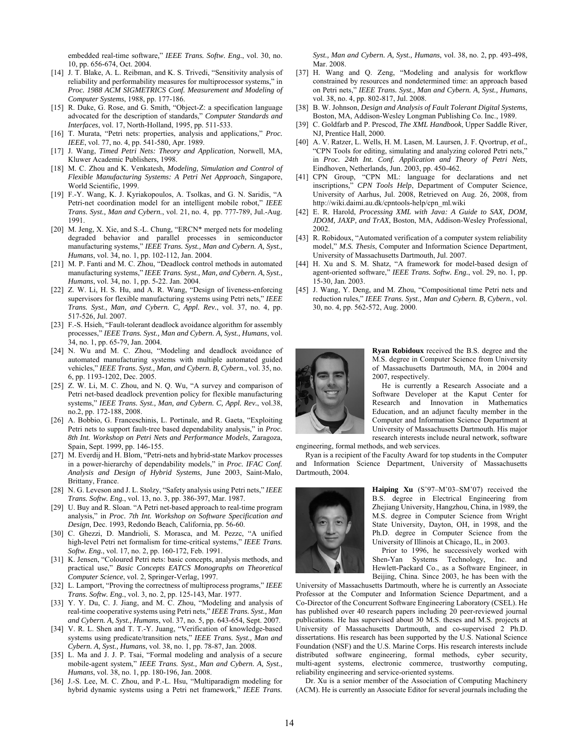embedded real-time software," *IEEE Trans. Softw. Eng.*, vol. 30, no. 10, pp. 656-674, Oct. 2004.

[14] J. T. Blake, A. L. Reibman, and K. S. Trivedi, "Sensitivity analysis of reliability and performability measures for multiprocessor systems," in *Proc. 1988 ACM SIGMETRICS Conf. Measurement and Modeling of Computer Systems*, 1988, pp. 177-186.

[15] R. Duke, G. Rose, and G. Smith, "Object-Z: a specification language advocated for the description of standards," *Computer Standards and Interfaces*, vol. 17, North-Holland, 1995, pp. 511-533.

[16] T. Murata, "Petri nets: properties, analysis and applications," *Proc. IEEE*, vol. 77, no. 4, pp. 541-580, Apr. 1989.

[17] J. Wang, *Timed Petri Nets: Theory and Application*, Norwell, MA, Kluwer Academic Publishers, 1998.

[18] M. C. Zhou and K. Venkatesh, *Modeling, Simulation and Control of Flexible Manufacturing Systems: A Petri Net Approach*, Singapore, World Scientific, 1999.

[19] F.-Y. Wang, K. J. Kyriakopoulos, A. Tsolkas, and G. N. Saridis, "A Petri-net coordination model for an intelligent mobile robot," *IEEE Trans. Syst., Man and Cybern.*, vol. 21, no. 4, pp. 777-789, Jul.-Aug. 1991.

[20] M. Jeng, X. Xie, and S.-L. Chung, "ERCN* merged nets for modeling degraded behavior and parallel processes in semiconductor manufacturing systems," *IEEE Trans. Syst., Man and Cybern. A, Syst., Humans*, vol. 34, no. 1, pp. 102-112, Jan. 2004.

[21] M. P. Fanti and M. C. Zhou, "Deadlock control methods in automated manufacturing systems," *IEEE Trans. Syst., Man, and Cybern. A, Syst., Humans*, vol. 34, no. 1, pp. 5-22. Jan. 2004.

[22] Z. W. Li, H. S. Hu, and A. R. Wang, "Design of liveness-enforcing supervisors for flexible manufacturing systems using Petri nets," *IEEE Trans. Syst., Man, and Cybern. C, Appl. Rev.*, vol. 37, no. 4, pp. 517-526, Jul. 2007.

[23] F.-S. Hsieh, "Fault-tolerant deadlock avoidance algorithm for assembly processes," *IEEE Trans. Syst., Man and Cybern. A, Syst., Humans*, vol. 34, no. 1, pp. 65-79, Jan. 2004.

[24] N. Wu and M. C. Zhou, "Modeling and deadlock avoidance of automated manufacturing systems with multiple automated guided vehicles," *IEEE Trans. Syst., Man, and Cybern. B, Cybern.*, vol. 35, no. 6, pp. 1193-1202, Dec. 2005.

[25] Z. W. Li, M. C. Zhou, and N. Q. Wu, "A survey and comparison of Petri net-based deadlock prevention policy for flexible manufacturing systems," *IEEE Trans. Syst., Man, and Cybern. C, Appl. Rev.*, vol.38, no.2, pp. 172-188, 2008.

[26] A. Bobbio, G. Franceschinis, L. Portinale, and R. Gaeta, "Exploiting Petri nets to support fault-tree based dependability analysis," in *Proc. 8th Int. Workshop on Petri Nets and Performance Models*, Zaragoza, Spain, Sept. 1999, pp. 146-155.

[27] M. Everdij and H. Blom, "Petri-nets and hybrid-state Markov processes in a power-hierarchy of dependability models," in *Proc. IFAC Conf. Analysis and Design of Hybrid Systems*, June 2003, Saint-Malo, Brittany, France.

[28] N. G. Leveson and J. L. Stolzy, "Safety analysis using Petri nets," *IEEE Trans. Softw. Eng.*, vol. 13, no. 3, pp. 386-397, Mar. 1987.

[29] U. Buy and R. Sloan. "A Petri net-based approach to real-time program analysis," in *Proc. 7th Int. Workshop on Software Specification and Design*, Dec. 1993, Redondo Beach, California, pp. 56-60.

[30] C. Ghezzi, D. Mandrioli, S. Morasca, and M. Pezzc, "A unified high-level Petri net formalism for time-critical systems," *IEEE Trans. Softw. Eng.*, vol. 17, no. 2, pp. 160-172, Feb. 1991.

[31] K. Jensen, "Coloured Petri nets: basic concepts, analysis methods, and practical use," *Basic Concepts EATCS Monographs on Theoretical Computer Science*, vol. 2, Springer-Verlag, 1997.

[32] L. Lamport, "Proving the correctness of multiprocess programs," *IEEE Trans. Softw. Eng.*, vol. 3, no. 2, pp. 125-143, Mar. 1977.

[33] Y. Y. Du, C. J. Jiang, and M. C. Zhou, "Modeling and analysis of real-time cooperative systems using Petri nets," *IEEE Trans. Syst., Man and Cybern. A, Syst., Humans*, vol. 37, no. 5, pp. 643-654, Sept. 2007.

[34] V. R. L. Shen and T. T.-Y. Juang, "Verification of knowledge-based systems using predicate/transition nets," *IEEE Trans. Syst., Man and Cybern. A, Syst., Humans*, vol. 38, no. 1, pp. 78-87, Jan. 2008.

[35] L. Ma and J. J. P. Tsai, "Formal modeling and analysis of a secure mobile-agent system," *IEEE Trans. Syst., Man and Cybern. A, Syst., Humans*, vol. 38, no. 1, pp. 180-196, Jan. 2008.

[36] J.-S. Lee, M. C. Zhou, and P.-L. Hsu, "Multiparadigm modeling for hybrid dynamic systems using a Petri net framework," *IEEE Trans. Syst., Man and Cybern. A, Syst., Humans*, vol. 38, no. 2, pp. 493-498, Mar. 2008.

[37] H. Wang and Q. Zeng, "Modeling and analysis for workflow constrained by resources and nondetermined time: an approach based on Petri nets," *IEEE Trans. Syst., Man and Cybern. A, Syst., Humans*, vol. 38, no. 4, pp. 802-817, Jul. 2008.

[38] B. W. Johnson, *Design and Analysis of Fault Tolerant Digital Systems*, Boston, MA, Addison-Wesley Longman Publishing Co. Inc., 1989.

[39] C. Goldfarb and P. Prescod, *The XML Handbook*, Upper Saddle River, NJ, Prentice Hall, 2000.

[40] A. V. Ratzer, L. Wells, H. M. Lasen, M. Laursen, J. F. Qvortrup, *et al.*, "CPN Tools for editing, simulating and analyzing colored Petri nets," in *Proc. 24th Int. Conf. Application and Theory of Petri Nets*, Eindhoven, Netherlands, Jun. 2003, pp. 450-462.

[41] CPN Group, "CPN ML: language for declarations and net inscriptions," *CPN Tools Help*, Department of Computer Science, University of Aarhus, Jul. 2008, Retrieved on Aug. 26, 2008, from http://wiki.daimi.au.dk/cpntools-help/cpn_ml.wiki

[42] E. R. Harold, *Processing XML with Java: A Guide to SAX, DOM, JDOM, JAXP, and TrAX*, Boston, MA, Addison-Wesley Professional, 2002.

[43] R. Robidoux, "Automated verification of a computer system reliability model," *M.S. Thesis*, Computer and Information Science Department, University of Massachusetts Dartmouth, Jul. 2007.

[44] H. Xu and S. M. Shatz, "A framework for model-based design of agent-oriented software," *IEEE Trans. Softw. Eng.*, vol. 29, no. 1, pp. 15-30, Jan. 2003.

[45] J. Wang, Y. Deng, and M. Zhou, "Compositional time Petri nets and reduction rules," *IEEE Trans. Syst., Man and Cybern. B, Cybern.*, vol. 30, no. 4, pp. 562-572, Aug. 2000.

**Ryan Robidoux** received the B.S. degree and the M.S. degree in Computer Science from University of Massachusetts Dartmouth, MA, in 2004 and 2007, respectively.

He is currently a Research Associate and a Software Developer at the Kaput Center for Research and Innovation in Mathematics Education, and an adjunct faculty member in the Computer and Information Science Department at University of Massachusetts Dartmouth. His major research interests include neural network, software engineering, formal methods, and web services.

Ryan is a recipient of the Faculty Award for top students in the Computer and Information Science Department, University of Massachusetts Dartmouth, 2004.

**Haiping Xu** (S'97–M'03–SM'07) received the B.S. degree in Electrical Engineering from Zhejiang University, Hangzhou, China, in 1989, the M.S. degree in Computer Science from Wright State University, Dayton, OH, in 1998, and the Ph.D. degree in Computer Science from the University of Illinois at Chicago, IL, in 2003.

Prior to 1996, he successively worked with Shen-Yan Systems Technology, Inc. and Hewlett-Packard Co., as a Software Engineer, in Beijing, China. Since 2003, he has been with the University of Massachusetts Dartmouth, where he is currently an Associate Professor at the Computer and Information Science Department, and a Co-Director of the Concurrent Software Engineering Laboratory (CSEL). He has published over 40 research papers including 20 peer-reviewed journal publications. He has supervised about 30 M.S. theses and M.S. projects at University of Massachusetts Dartmouth, and co-supervised 2 Ph.D. dissertations. His research has been supported by the U.S. National Science Foundation (NSF) and the U.S. Marine Corps. His research interests include distributed software engineering, formal methods, cyber security, multi-agent systems, electronic commerce, trustworthy computing, reliability engineering and service-oriented systems.

Dr. Xu is a senior member of the Association of Computing Machinery (ACM). He is currently an Associate Editor for several journals including the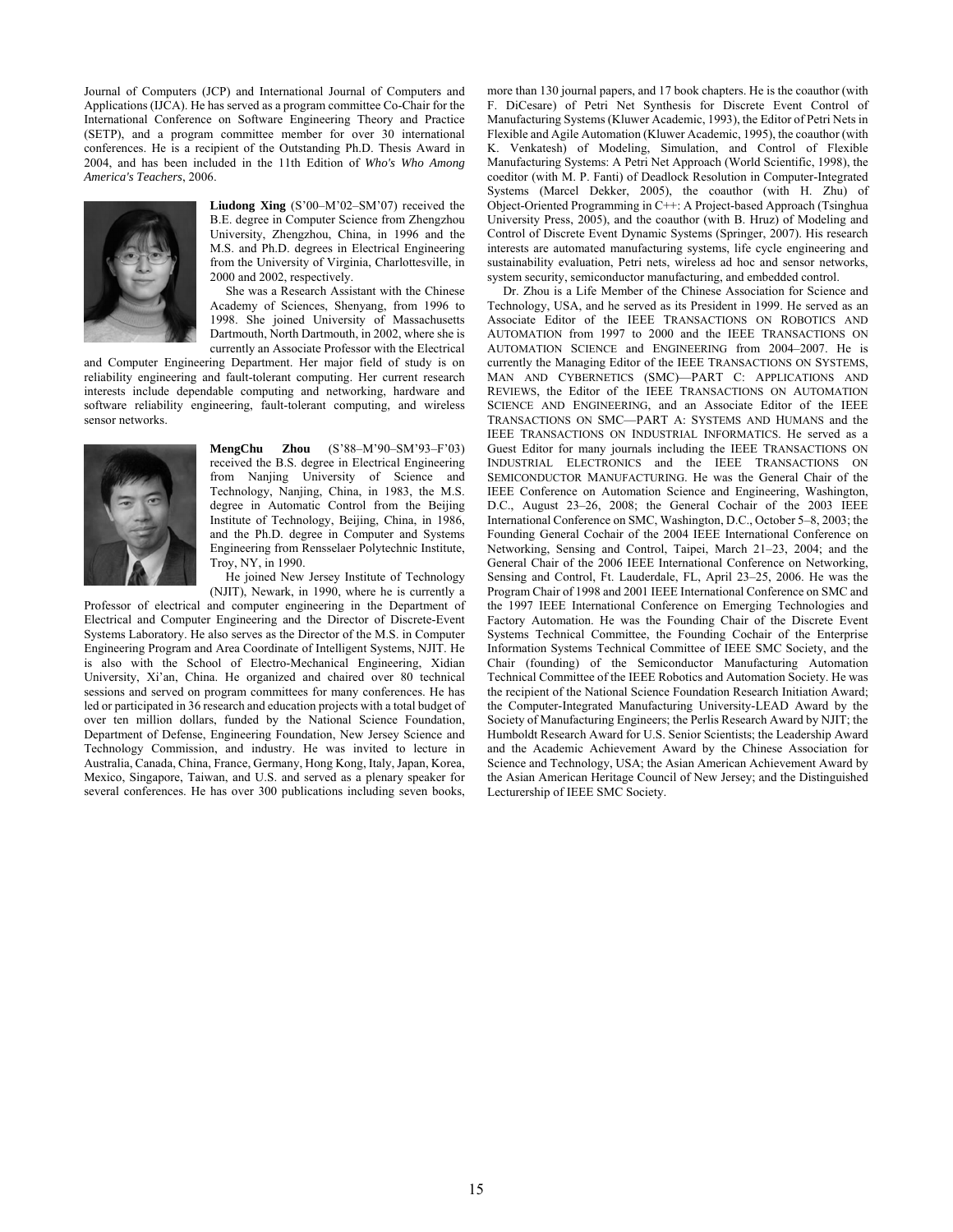Journal of Computers (JCP) and International Journal of Computers and Applications (IJCA). He has served as a program committee Co-Chair for the International Conference on Software Engineering Theory and Practice (SETP), and a program committee member for over 30 international conferences. He is a recipient of the Outstanding Ph.D. Thesis Award in 2004, and has been included in the 11th Edition of *Who's Who Among America's Teachers*, 2006.

**Liudong Xing** (S'00–M'02–SM'07) received the B.E. degree in Computer Science from Zhengzhou University, Zhengzhou, China, in 1996 and the M.S. and Ph.D. degrees in Electrical Engineering from the University of Virginia, Charlottesville, in 2000 and 2002, respectively.

She was a Research Assistant with the Chinese Academy of Sciences, Shenyang, from 1996 to 1998. She joined University of Massachusetts Dartmouth, North Dartmouth, in 2002, where she is currently an Associate Professor with the Electrical and Computer Engineering Department. Her major field of study is on reliability engineering and fault-tolerant computing. Her current research interests include dependable computing and networking, hardware and software reliability engineering, fault-tolerant computing, and wireless sensor networks.

**MengChu Zhou** (S'88–M'90–SM'93–F'03) received the B.S. degree in Electrical Engineering from Nanjing University of Science and Technology, Nanjing, China, in 1983, the M.S. degree in Automatic Control from the Beijing Institute of Technology, Beijing, China, in 1986, and the Ph.D. degree in Computer and Systems Engineering from Rensselaer Polytechnic Institute, Troy, NY, in 1990.

He joined New Jersey Institute of Technology (NJIT), Newark, in 1990, where he is currently a Professor of electrical and computer engineering in the Department of Electrical and Computer Engineering and the Director of Discrete-Event Systems Laboratory. He also serves as the Director of the M.S. in Computer Engineering Program and Area Coordinate of Intelligent Systems, NJIT. He is also with the School of Electro-Mechanical Engineering, Xidian University, Xi'an, China. He organized and chaired over 80 technical sessions and served on program committees for many conferences. He has led or participated in 36 research and education projects with a total budget of over ten million dollars, funded by the National Science Foundation, Department of Defense, Engineering Foundation, New Jersey Science and Technology Commission, and industry. He was invited to lecture in Australia, Canada, China, France, Germany, Hong Kong, Italy, Japan, Korea, Mexico, Singapore, Taiwan, and U.S. and served as a plenary speaker for several conferences. He has over 300 publications including seven books, more than 130 journal papers, and 17 book chapters. He is the coauthor (with F. DiCesare) of Petri Net Synthesis for Discrete Event Control of Manufacturing Systems (Kluwer Academic, 1993), the Editor of Petri Nets in Flexible and Agile Automation (Kluwer Academic, 1995), the coauthor (with K. Venkatesh) of Modeling, Simulation, and Control of Flexible Manufacturing Systems: A Petri Net Approach (World Scientific, 1998), the coeditor (with M. P. Fanti) of Deadlock Resolution in Computer-Integrated Systems (Marcel Dekker, 2005), the coauthor (with H. Zhu) of Object-Oriented Programming in C++: A Project-based Approach (Tsinghua University Press, 2005), and the coauthor (with B. Hruz) of Modeling and Control of Discrete Event Dynamic Systems (Springer, 2007). His research interests are automated manufacturing systems, life cycle engineering and sustainability evaluation, Petri nets, wireless ad hoc and sensor networks, system security, semiconductor manufacturing, and embedded control.

Dr. Zhou is a Life Member of the Chinese Association for Science and Technology, USA, and he served as its President in 1999. He served as an Associate Editor of the IEEE TRANSACTIONS ON ROBOTICS AND AUTOMATION from 1997 to 2000 and the IEEE TRANSACTIONS ON AUTOMATION SCIENCE and ENGINEERING from 2004–2007. He is currently the Managing Editor of the IEEE TRANSACTIONS ON SYSTEMS, MAN AND CYBERNETICS (SMC)—PART C: APPLICATIONS AND REVIEWS, the Editor of the IEEE TRANSACTIONS ON AUTOMATION SCIENCE AND ENGINEERING, and an Associate Editor of the IEEE TRANSACTIONS ON SMC—PART A: SYSTEMS AND HUMANS and the IEEE TRANSACTIONS ON INDUSTRIAL INFORMATICS. He served as a Guest Editor for many journals including the IEEE TRANSACTIONS ON INDUSTRIAL ELECTRONICS and the IEEE TRANSACTIONS ON SEMICONDUCTOR MANUFACTURING. He was the General Chair of the IEEE Conference on Automation Science and Engineering, Washington, D.C., August 23–26, 2008; the General Cochair of the 2003 IEEE International Conference on SMC, Washington, D.C., October 5–8, 2003; the Founding General Cochair of the 2004 IEEE International Conference on Networking, Sensing and Control, Taipei, March 21–23, 2004; and the General Chair of the 2006 IEEE International Conference on Networking, Sensing and Control, Ft. Lauderdale, FL, April 23–25, 2006. He was the Program Chair of 1998 and 2001 IEEE International Conference on SMC and the 1997 IEEE International Conference on Emerging Technologies and Factory Automation. He was the Founding Chair of the Discrete Event Systems Technical Committee, the Founding Cochair of the Enterprise Information Systems Technical Committee of IEEE SMC Society, and the Chair (founding) of the Semiconductor Manufacturing Automation Technical Committee of the IEEE Robotics and Automation Society. He was the recipient of the National Science Foundation Research Initiation Award; the Computer-Integrated Manufacturing University-LEAD Award by the Society of Manufacturing Engineers; the Perlis Research Award by NJIT; the Humboldt Research Award for U.S. Senior Scientists; the Leadership Award and the Academic Achievement Award by the Chinese Association for Science and Technology, USA; the Asian American Achievement Award by the Asian American Heritage Council of New Jersey; and the Distinguished Lecturership of IEEE SMC Society.